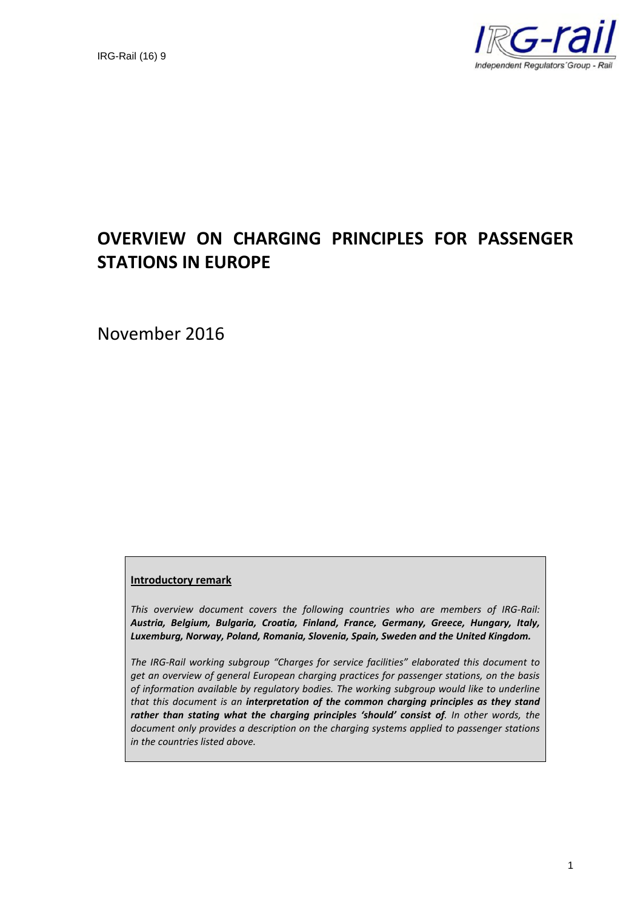IRG-Rail (16) 9

# OVERVIEW ON CHARGING PRINCIPLES FOR PASSENGER STATIONS IN EUROPE

November 2016

**Introductory remark**

*This overview document covers the following countries who are members of IRG-Rail:* ***Austria, Belgium, Bulgaria, Croatia, Finland, France, Germany, Greece, Hungary, Italy, Luxemburg, Norway, Poland, Romania, Slovenia, Spain, Sweden and the United Kingdom.***

*The IRG-Rail working subgroup "Charges for service facilities" elaborated this document to get an overview of general European charging practices for passenger stations, on the basis of information available by regulatory bodies. The working subgroup would like to underline that this document is an* ***interpretation of the common charging principles as they stand rather than stating what the charging principles 'should' consist of****. In other words, the document only provides a description on the charging systems applied to passenger stations in the countries listed above.*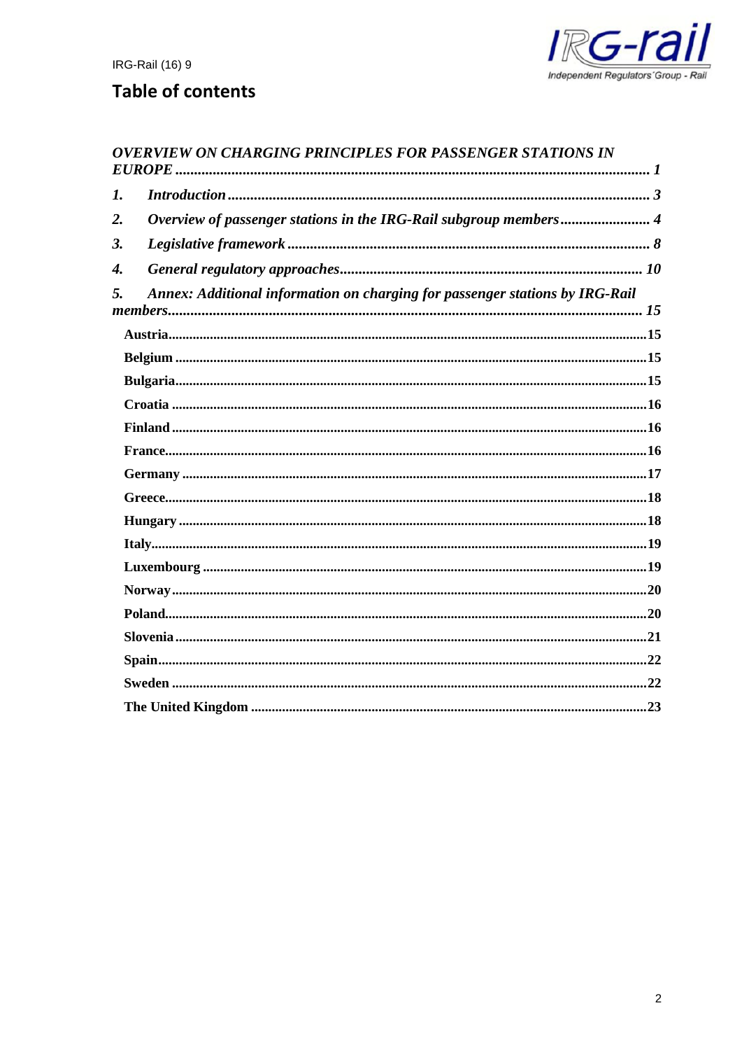## Table of contents

*OVERVIEW ON CHARGING PRINCIPLES FOR PASSENGER STATIONS IN EUROPE* ........ 1

1. *Introduction* ........ 3
2. *Overview of passenger stations in the IRG-Rail subgroup members* ........ 4
3. *Legislative framework* ........ 8
4. *General regulatory approaches* ........ 10
5. *Annex: Additional information on charging for passenger stations by IRG-Rail members* ........ 15

- **Austria** ........ 15
- **Belgium** ........ 15
- **Bulgaria** ........ 15
- **Croatia** ........ 16
- **Finland** ........ 16
- **France** ........ 16
- **Germany** ........ 17
- **Greece** ........ 18
- **Hungary** ........ 18
- **Italy** ........ 19
- **Luxembourg** ........ 19
- **Norway** ........ 20
- **Poland** ........ 20
- **Slovenia** ........ 21
- **Spain** ........ 22
- **Sweden** ........ 22
- **The United Kingdom** ........ 23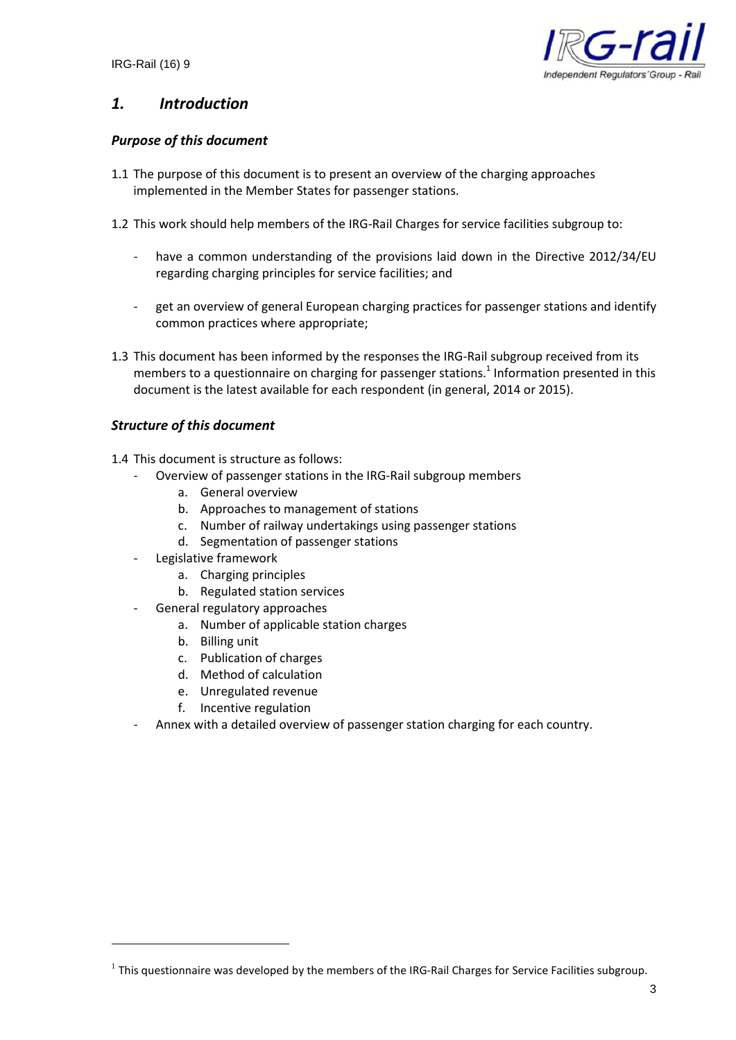## *1. Introduction*

### *Purpose of this document*

1.1 The purpose of this document is to present an overview of the charging approaches implemented in the Member States for passenger stations.

1.2 This work should help members of the IRG-Rail Charges for service facilities subgroup to:

- have a common understanding of the provisions laid down in the Directive 2012/34/EU regarding charging principles for service facilities; and

- get an overview of general European charging practices for passenger stations and identify common practices where appropriate;

1.3 This document has been informed by the responses the IRG-Rail subgroup received from its members to a questionnaire on charging for passenger stations.[1] Information presented in this document is the latest available for each respondent (in general, 2014 or 2015).

### *Structure of this document*

1.4 This document is structure as follows:
- Overview of passenger stations in the IRG-Rail subgroup members
    a. General overview
    b. Approaches to management of stations
    c. Number of railway undertakings using passenger stations
    d. Segmentation of passenger stations
- Legislative framework
    a. Charging principles
    b. Regulated station services
- General regulatory approaches
    a. Number of applicable station charges
    b. Billing unit
    c. Publication of charges
    d. Method of calculation
    e. Unregulated revenue
    f. Incentive regulation
- Annex with a detailed overview of passenger station charging for each country.

---

[1] This questionnaire was developed by the members of the IRG-Rail Charges for Service Facilities subgroup.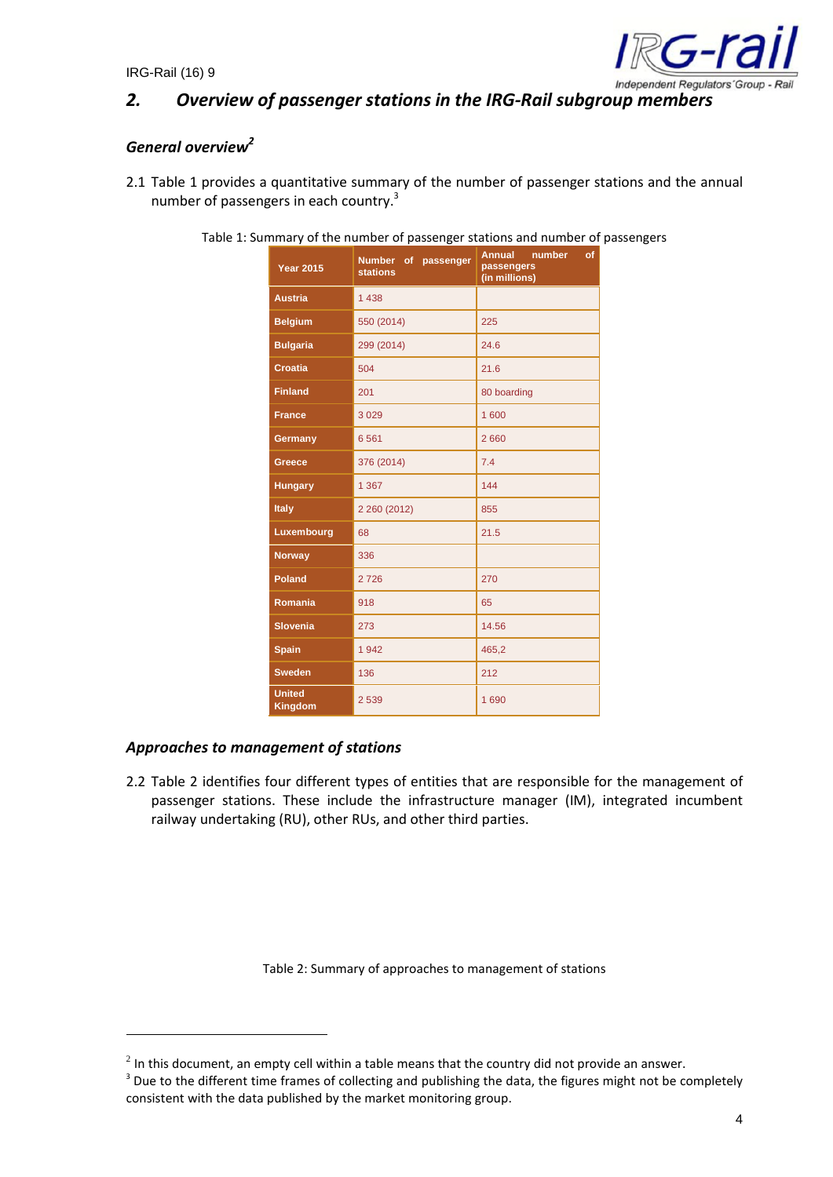## 2. Overview of passenger stations in the IRG-Rail subgroup members

### General overview[2]

2.1 Table 1 provides a quantitative summary of the number of passenger stations and the annual number of passengers in each country.[3]

Table 1: Summary of the number of passenger stations and number of passengers

| Year 2015 | Number of passenger stations | Annual number of passengers (in millions) |
|---|---|---|
| Austria | 1 438 | |
| Belgium | 550 (2014) | 225 |
| Bulgaria | 299 (2014) | 24.6 |
| Croatia | 504 | 21.6 |
| Finland | 201 | 80 boarding |
| France | 3 029 | 1 600 |
| Germany | 6 561 | 2 660 |
| Greece | 376 (2014) | 7.4 |
| Hungary | 1 367 | 144 |
| Italy | 2 260 (2012) | 855 |
| Luxembourg | 68 | 21.5 |
| Norway | 336 | |
| Poland | 2 726 | 270 |
| Romania | 918 | 65 |
| Slovenia | 273 | 14.56 |
| Spain | 1 942 | 465,2 |
| Sweden | 136 | 212 |
| United Kingdom | 2 539 | 1 690 |

### Approaches to management of stations

2.2 Table 2 identifies four different types of entities that are responsible for the management of passenger stations. These include the infrastructure manager (IM), integrated incumbent railway undertaking (RU), other RUs, and other third parties.

Table 2: Summary of approaches to management of stations

[2] In this document, an empty cell within a table means that the country did not provide an answer.

[3] Due to the different time frames of collecting and publishing the data, the figures might not be completely consistent with the data published by the market monitoring group.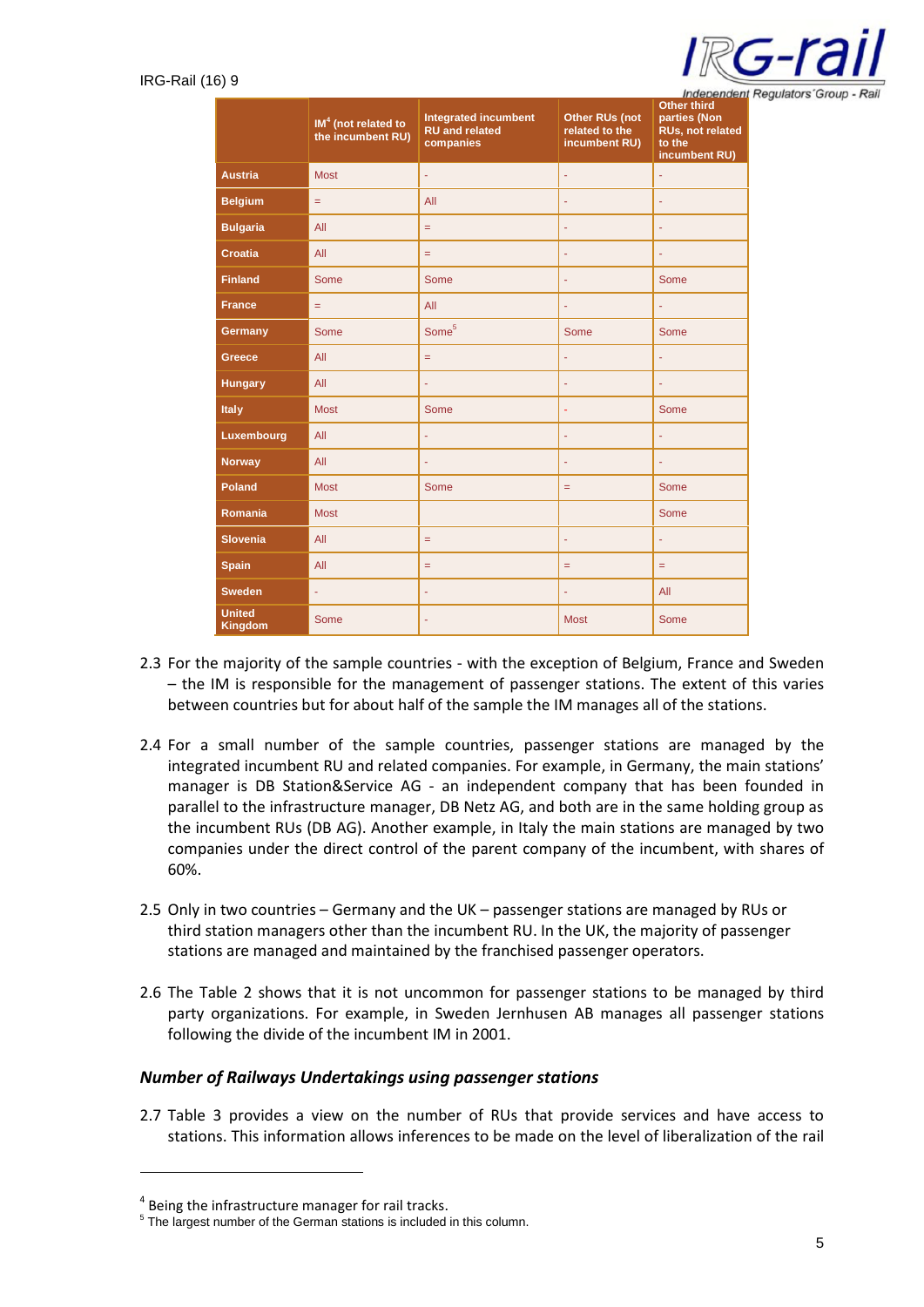| | IM[4] (not related to the incumbent RU) | Integrated incumbent RU and related companies | Other RUs (not related to the incumbent RU) | Other third parties (Non RUs, not related to the incumbent RU) |
|---|---|---|---|---|
| Austria | Most | - | - | - |
| Belgium | = | All | - | - |
| Bulgaria | All | = | - | - |
| Croatia | All | = | - | - |
| Finland | Some | Some | - | Some |
| France | = | All | - | - |
| Germany | Some | Some[5] | Some | Some |
| Greece | All | = | - | - |
| Hungary | All | - | - | - |
| Italy | Most | Some | - | Some |
| Luxembourg | All | - | - | - |
| Norway | All | - | - | - |
| Poland | Most | Some | = | Some |
| Romania | Most | | | Some |
| Slovenia | All | = | - | - |
| Spain | All | = | = | = |
| Sweden | - | - | - | All |
| United Kingdom | Some | - | Most | Some |

2.3 For the majority of the sample countries - with the exception of Belgium, France and Sweden – the IM is responsible for the management of passenger stations. The extent of this varies between countries but for about half of the sample the IM manages all of the stations.

2.4 For a small number of the sample countries, passenger stations are managed by the integrated incumbent RU and related companies. For example, in Germany, the main stations' manager is DB Station&Service AG - an independent company that has been founded in parallel to the infrastructure manager, DB Netz AG, and both are in the same holding group as the incumbent RUs (DB AG). Another example, in Italy the main stations are managed by two companies under the direct control of the parent company of the incumbent, with shares of 60%.

2.5 Only in two countries – Germany and the UK – passenger stations are managed by RUs or third station managers other than the incumbent RU. In the UK, the majority of passenger stations are managed and maintained by the franchised passenger operators.

2.6 The Table 2 shows that it is not uncommon for passenger stations to be managed by third party organizations. For example, in Sweden Jernhusen AB manages all passenger stations following the divide of the incumbent IM in 2001.

### *Number of Railways Undertakings using passenger stations*

2.7 Table 3 provides a view on the number of RUs that provide services and have access to stations. This information allows inferences to be made on the level of liberalization of the rail

---

[4] Being the infrastructure manager for rail tracks.

[5] The largest number of the German stations is included in this column.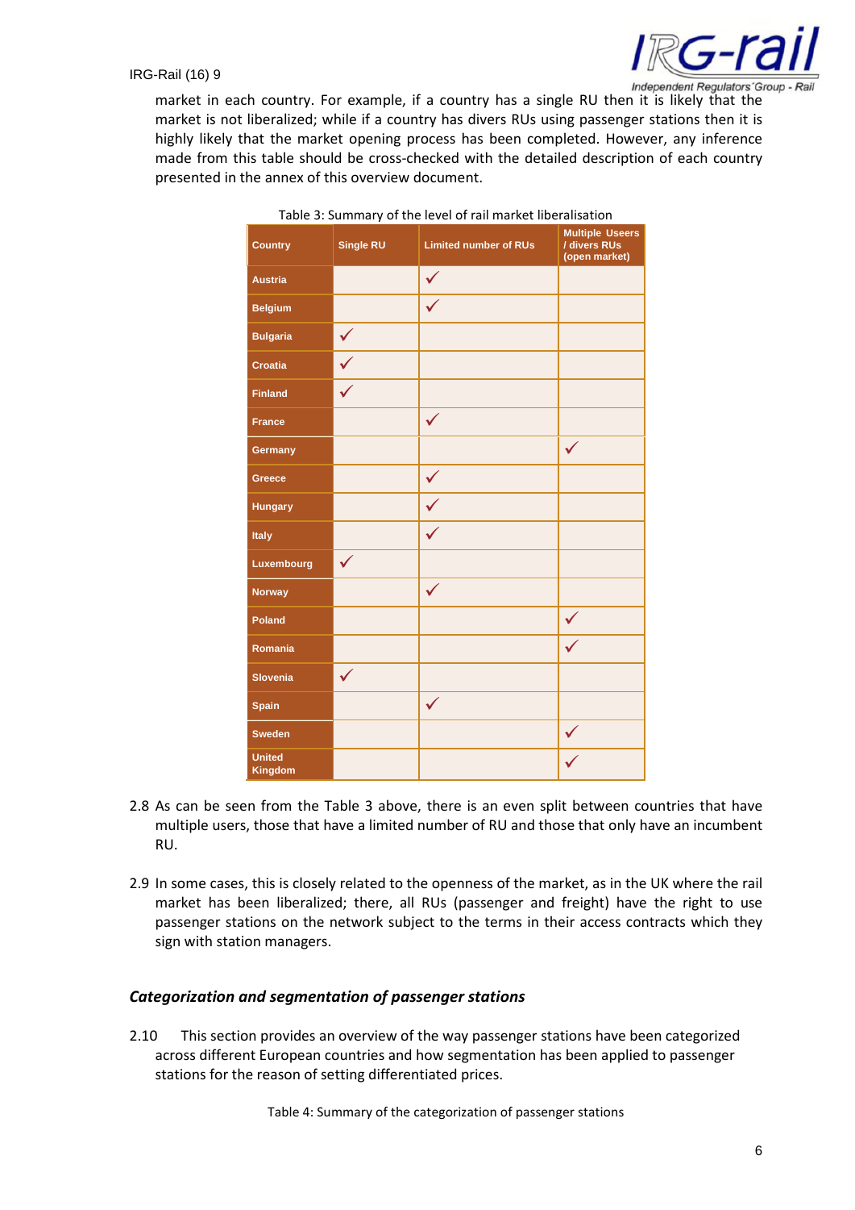market in each country. For example, if a country has a single RU then it is likely that the market is not liberalized; while if a country has divers RUs using passenger stations then it is highly likely that the market opening process has been completed. However, any inference made from this table should be cross-checked with the detailed description of each country presented in the annex of this overview document.

Table 3: Summary of the level of rail market liberalisation

| Country | Single RU | Limited number of RUs | Multiple Useers / divers RUs (open market) |
|---|---|---|---|
| Austria | | ✓ | |
| Belgium | | ✓ | |
| Bulgaria | ✓ | | |
| Croatia | ✓ | | |
| Finland | ✓ | | |
| France | | ✓ | |
| Germany | | | ✓ |
| Greece | | ✓ | |
| Hungary | | ✓ | |
| Italy | | ✓ | |
| Luxembourg | ✓ | | |
| Norway | | ✓ | |
| Poland | | | ✓ |
| Romania | | | ✓ |
| Slovenia | ✓ | | |
| Spain | | ✓ | |
| Sweden | | | ✓ |
| United Kingdom | | | ✓ |

2.8 As can be seen from the Table 3 above, there is an even split between countries that have multiple users, those that have a limited number of RU and those that only have an incumbent RU.

2.9 In some cases, this is closely related to the openness of the market, as in the UK where the rail market has been liberalized; there, all RUs (passenger and freight) have the right to use passenger stations on the network subject to the terms in their access contracts which they sign with station managers.

### *Categorization and segmentation of passenger stations*

2.10 This section provides an overview of the way passenger stations have been categorized across different European countries and how segmentation has been applied to passenger stations for the reason of setting differentiated prices.

Table 4: Summary of the categorization of passenger stations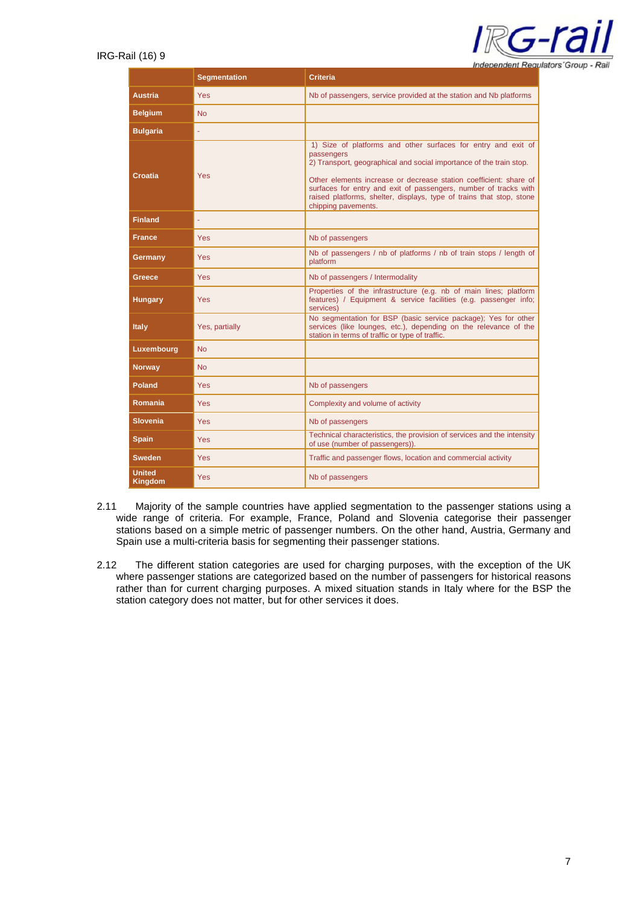| | Segmentation | Criteria |
|---|---|---|
| **Austria** | Yes | Nb of passengers, service provided at the station and Nb platforms |
| **Belgium** | No | |
| **Bulgaria** | - | |
| **Croatia** | Yes | 1) Size of platforms and other surfaces for entry and exit of passengers<br>2) Transport, geographical and social importance of the train stop.<br><br>Other elements increase or decrease station coefficient: share of surfaces for entry and exit of passengers, number of tracks with raised platforms, shelter, displays, type of trains that stop, stone chipping pavements. |
| **Finland** | - | |
| **France** | Yes | Nb of passengers |
| **Germany** | Yes | Nb of passengers / nb of platforms / nb of train stops / length of platform |
| **Greece** | Yes | Nb of passengers / Intermodality |
| **Hungary** | Yes | Properties of the infrastructure (e.g. nb of main lines; platform features) / Equipment & service facilities (e.g. passenger info; services) |
| **Italy** | Yes, partially | No segmentation for BSP (basic service package); Yes for other services (like lounges, etc.), depending on the relevance of the station in terms of traffic or type of traffic. |
| **Luxembourg** | No | |
| **Norway** | No | |
| **Poland** | Yes | Nb of passengers |
| **Romania** | Yes | Complexity and volume of activity |
| **Slovenia** | Yes | Nb of passengers |
| **Spain** | Yes | Technical characteristics, the provision of services and the intensity of use (number of passengers)). |
| **Sweden** | Yes | Traffic and passenger flows, location and commercial activity |
| **United Kingdom** | Yes | Nb of passengers |

2.11 Majority of the sample countries have applied segmentation to the passenger stations using a wide range of criteria. For example, France, Poland and Slovenia categorise their passenger stations based on a simple metric of passenger numbers. On the other hand, Austria, Germany and Spain use a multi-criteria basis for segmenting their passenger stations.

2.12 The different station categories are used for charging purposes, with the exception of the UK where passenger stations are categorized based on the number of passengers for historical reasons rather than for current charging purposes. A mixed situation stands in Italy where for the BSP the station category does not matter, but for other services it does.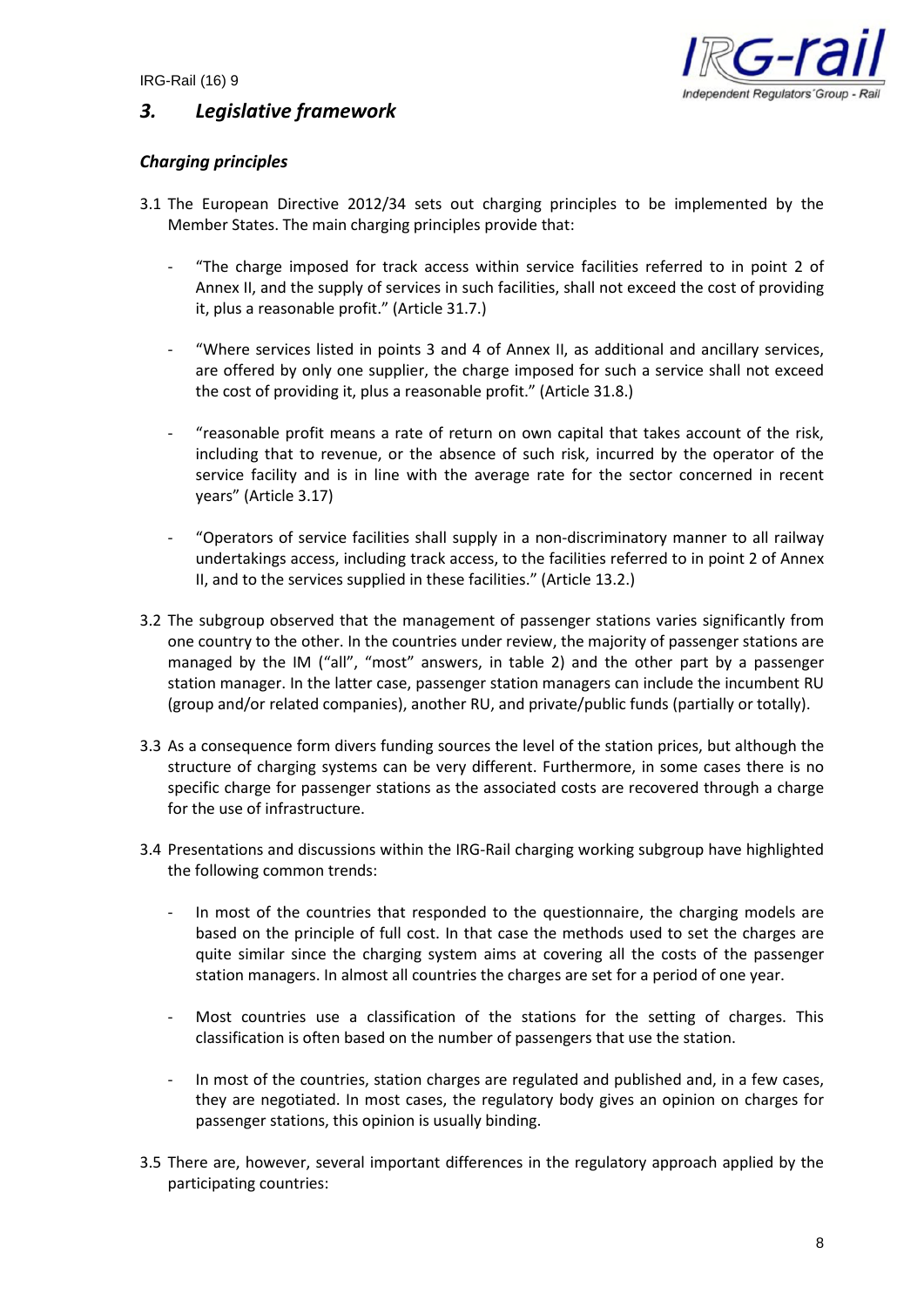## *3. Legislative framework*

### *Charging principles*

3.1 The European Directive 2012/34 sets out charging principles to be implemented by the Member States. The main charging principles provide that:

- "The charge imposed for track access within service facilities referred to in point 2 of Annex II, and the supply of services in such facilities, shall not exceed the cost of providing it, plus a reasonable profit." (Article 31.7.)

- "Where services listed in points 3 and 4 of Annex II, as additional and ancillary services, are offered by only one supplier, the charge imposed for such a service shall not exceed the cost of providing it, plus a reasonable profit." (Article 31.8.)

- "reasonable profit means a rate of return on own capital that takes account of the risk, including that to revenue, or the absence of such risk, incurred by the operator of the service facility and is in line with the average rate for the sector concerned in recent years" (Article 3.17)

- "Operators of service facilities shall supply in a non-discriminatory manner to all railway undertakings access, including track access, to the facilities referred to in point 2 of Annex II, and to the services supplied in these facilities." (Article 13.2.)

3.2 The subgroup observed that the management of passenger stations varies significantly from one country to the other. In the countries under review, the majority of passenger stations are managed by the IM ("all", "most" answers, in table 2) and the other part by a passenger station manager. In the latter case, passenger station managers can include the incumbent RU (group and/or related companies), another RU, and private/public funds (partially or totally).

3.3 As a consequence form divers funding sources the level of the station prices, but although the structure of charging systems can be very different. Furthermore, in some cases there is no specific charge for passenger stations as the associated costs are recovered through a charge for the use of infrastructure.

3.4 Presentations and discussions within the IRG-Rail charging working subgroup have highlighted the following common trends:

- In most of the countries that responded to the questionnaire, the charging models are based on the principle of full cost. In that case the methods used to set the charges are quite similar since the charging system aims at covering all the costs of the passenger station managers. In almost all countries the charges are set for a period of one year.

- Most countries use a classification of the stations for the setting of charges. This classification is often based on the number of passengers that use the station.

- In most of the countries, station charges are regulated and published and, in a few cases, they are negotiated. In most cases, the regulatory body gives an opinion on charges for passenger stations, this opinion is usually binding.

3.5 There are, however, several important differences in the regulatory approach applied by the participating countries: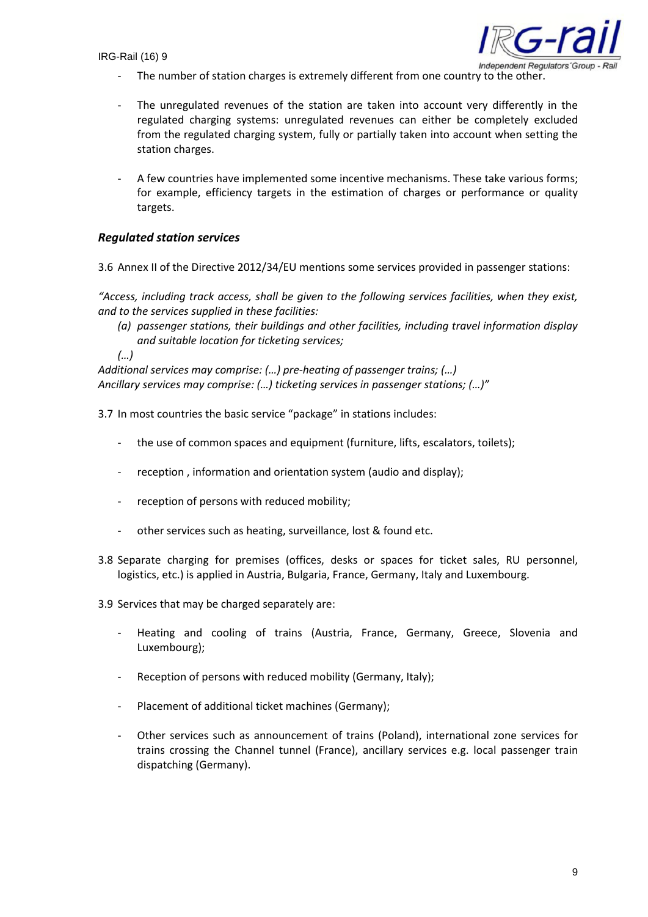- The number of station charges is extremely different from one country to the other.

- The unregulated revenues of the station are taken into account very differently in the regulated charging systems: unregulated revenues can either be completely excluded from the regulated charging system, fully or partially taken into account when setting the station charges.

- A few countries have implemented some incentive mechanisms. These take various forms; for example, efficiency targets in the estimation of charges or performance or quality targets.

### *Regulated station services*

3.6 Annex II of the Directive 2012/34/EU mentions some services provided in passenger stations:

*"Access, including track access, shall be given to the following services facilities, when they exist, and to the services supplied in these facilities:*

*(a) passenger stations, their buildings and other facilities, including travel information display and suitable location for ticketing services;*

*(…)*

*Additional services may comprise: (…) pre-heating of passenger trains; (…)*
*Ancillary services may comprise: (…) ticketing services in passenger stations; (…)"*

3.7 In most countries the basic service "package" in stations includes:

- the use of common spaces and equipment (furniture, lifts, escalators, toilets);

- reception , information and orientation system (audio and display);

- reception of persons with reduced mobility;

- other services such as heating, surveillance, lost & found etc.

3.8 Separate charging for premises (offices, desks or spaces for ticket sales, RU personnel, logistics, etc.) is applied in Austria, Bulgaria, France, Germany, Italy and Luxembourg.

3.9 Services that may be charged separately are:

- Heating and cooling of trains (Austria, France, Germany, Greece, Slovenia and Luxembourg);

- Reception of persons with reduced mobility (Germany, Italy);

- Placement of additional ticket machines (Germany);

- Other services such as announcement of trains (Poland), international zone services for trains crossing the Channel tunnel (France), ancillary services e.g. local passenger train dispatching (Germany).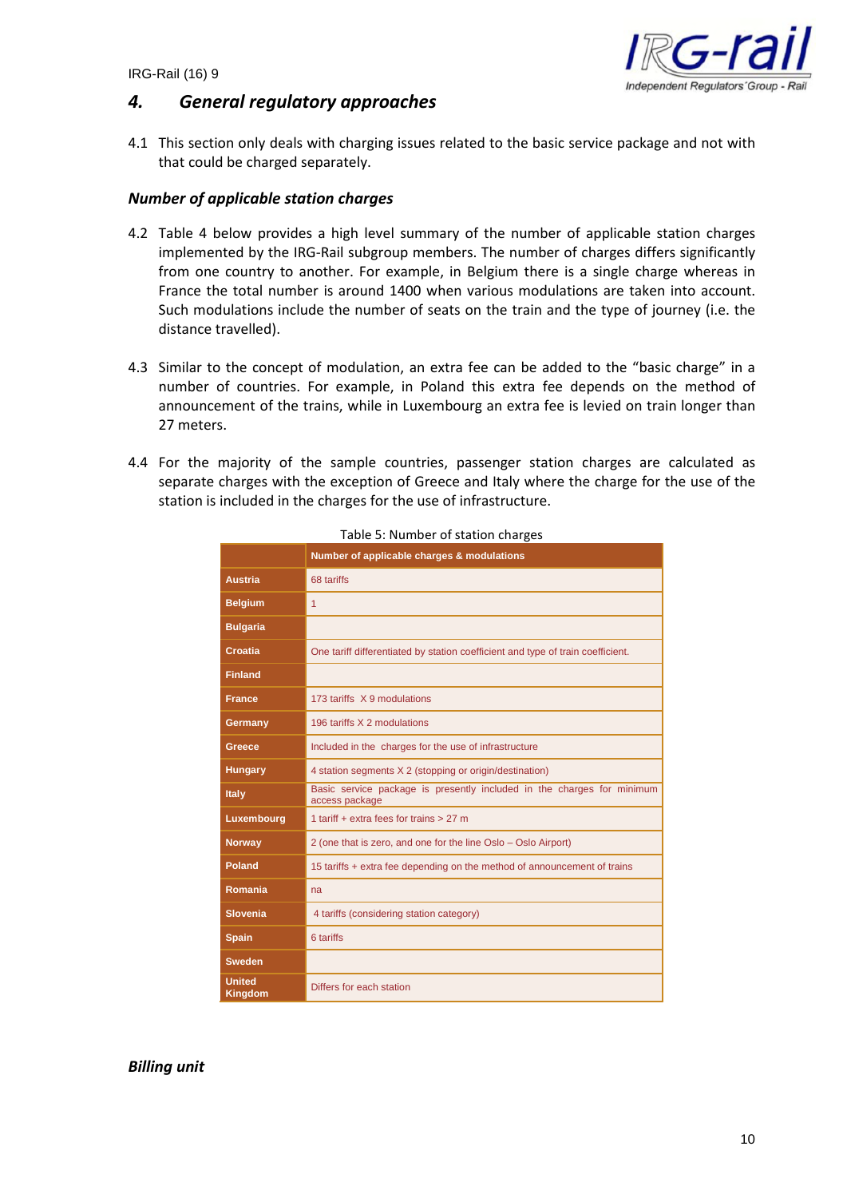## 4. General regulatory approaches

4.1 This section only deals with charging issues related to the basic service package and not with that could be charged separately.

### *Number of applicable station charges*

4.2 Table 4 below provides a high level summary of the number of applicable station charges implemented by the IRG-Rail subgroup members. The number of charges differs significantly from one country to another. For example, in Belgium there is a single charge whereas in France the total number is around 1400 when various modulations are taken into account. Such modulations include the number of seats on the train and the type of journey (i.e. the distance travelled).

4.3 Similar to the concept of modulation, an extra fee can be added to the "basic charge" in a number of countries. For example, in Poland this extra fee depends on the method of announcement of the trains, while in Luxembourg an extra fee is levied on train longer than 27 meters.

4.4 For the majority of the sample countries, passenger station charges are calculated as separate charges with the exception of Greece and Italy where the charge for the use of the station is included in the charges for the use of infrastructure.

Table 5: Number of station charges

| | Number of applicable charges & modulations |
|---|---|
| Austria | 68 tariffs |
| Belgium | 1 |
| Bulgaria | |
| Croatia | One tariff differentiated by station coefficient and type of train coefficient. |
| Finland | |
| France | 173 tariffs X 9 modulations |
| Germany | 196 tariffs X 2 modulations |
| Greece | Included in the charges for the use of infrastructure |
| Hungary | 4 station segments X 2 (stopping or origin/destination) |
| Italy | Basic service package is presently included in the charges for minimum access package |
| Luxembourg | 1 tariff + extra fees for trains > 27 m |
| Norway | 2 (one that is zero, and one for the line Oslo – Oslo Airport) |
| Poland | 15 tariffs + extra fee depending on the method of announcement of trains |
| Romania | na |
| Slovenia | 4 tariffs (considering station category) |
| Spain | 6 tariffs |
| Sweden | |
| United Kingdom | Differs for each station |

### *Billing unit*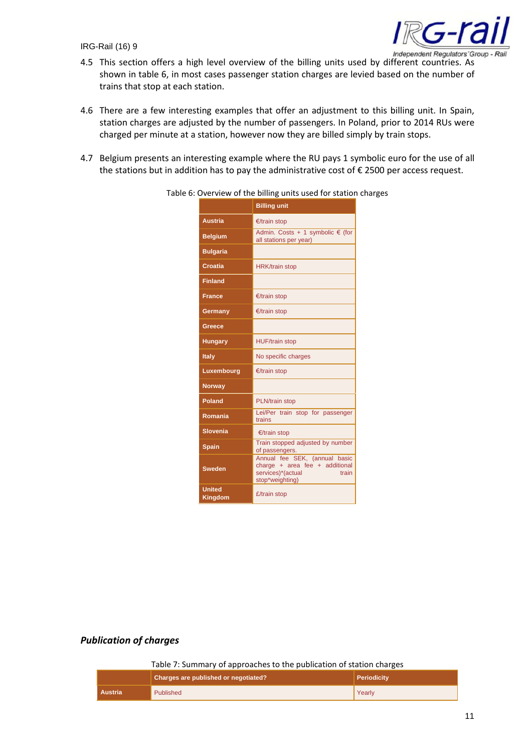4.5 This section offers a high level overview of the billing units used by different countries. As shown in table 6, in most cases passenger station charges are levied based on the number of trains that stop at each station.

4.6 There are a few interesting examples that offer an adjustment to this billing unit. In Spain, station charges are adjusted by the number of passengers. In Poland, prior to 2014 RUs were charged per minute at a station, however now they are billed simply by train stops.

4.7 Belgium presents an interesting example where the RU pays 1 symbolic euro for the use of all the stations but in addition has to pay the administrative cost of € 2500 per access request.

Table 6: Overview of the billing units used for station charges

| | Billing unit |
|---|---|
| Austria | €/train stop |
| Belgium | Admin. Costs + 1 symbolic € (for all stations per year) |
| Bulgaria | |
| Croatia | HRK/train stop |
| Finland | |
| France | €/train stop |
| Germany | €/train stop |
| Greece | |
| Hungary | HUF/train stop |
| Italy | No specific charges |
| Luxembourg | €/train stop |
| Norway | |
| Poland | PLN/train stop |
| Romania | Lei/Per train stop for passenger trains |
| Slovenia | €/train stop |
| Spain | Train stopped adjusted by number of passengers. |
| Sweden | Annual fee SEK, (annual basic charge + area fee + additional services)*(actual train stop*weighting) |
| United Kingdom | £/train stop |

### *Publication of charges*

Table 7: Summary of approaches to the publication of station charges

| | Charges are published or negotiated? | Periodicity |
|---|---|---|
| Austria | Published | Yearly |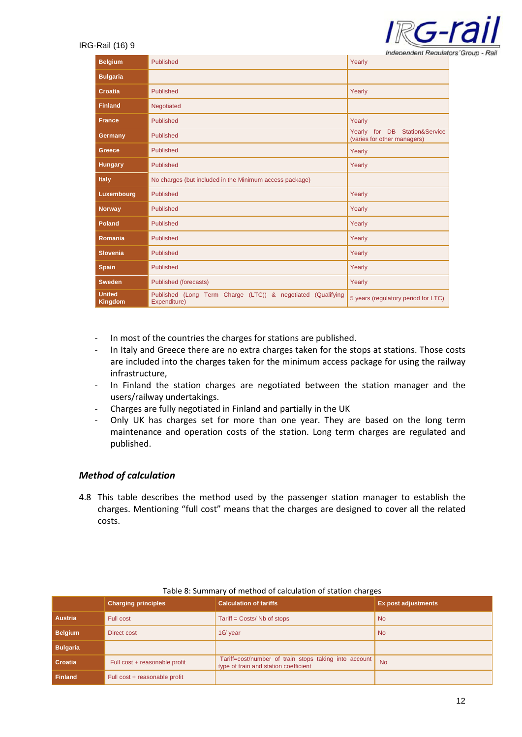| | | |
|---|---|---|
| **Belgium** | Published | Yearly |
| **Bulgaria** | | |
| **Croatia** | Published | Yearly |
| **Finland** | Negotiated | |
| **France** | Published | Yearly |
| **Germany** | Published | Yearly for DB Station&Service (varies for other managers) |
| **Greece** | Published | Yearly |
| **Hungary** | Published | Yearly |
| **Italy** | No charges (but included in the Minimum access package) | |
| **Luxembourg** | Published | Yearly |
| **Norway** | Published | Yearly |
| **Poland** | Published | Yearly |
| **Romania** | Published | Yearly |
| **Slovenia** | Published | Yearly |
| **Spain** | Published | Yearly |
| **Sweden** | Published (forecasts) | Yearly |
| **United Kingdom** | Published (Long Term Charge (LTC)) & negotiated (Qualifying Expenditure) | 5 years (regulatory period for LTC) |

- In most of the countries the charges for stations are published.
- In Italy and Greece there are no extra charges taken for the stops at stations. Those costs are included into the charges taken for the minimum access package for using the railway infrastructure,
- In Finland the station charges are negotiated between the station manager and the users/railway undertakings.
- Charges are fully negotiated in Finland and partially in the UK
- Only UK has charges set for more than one year. They are based on the long term maintenance and operation costs of the station. Long term charges are regulated and published.

### *Method of calculation*

4.8 This table describes the method used by the passenger station manager to establish the charges. Mentioning "full cost" means that the charges are designed to cover all the related costs.

Table 8: Summary of method of calculation of station charges

| | Charging principles | Calculation of tariffs | Ex post adjustments |
|---|---|---|---|
| **Austria** | Full cost | Tariff = Costs/ Nb of stops | No |
| **Belgium** | Direct cost | 1€/ year | No |
| **Bulgaria** | | | |
| **Croatia** | Full cost + reasonable profit | Tariff=cost/number of train stops taking into account type of train and station coefficient | No |
| **Finland** | Full cost + reasonable profit | | |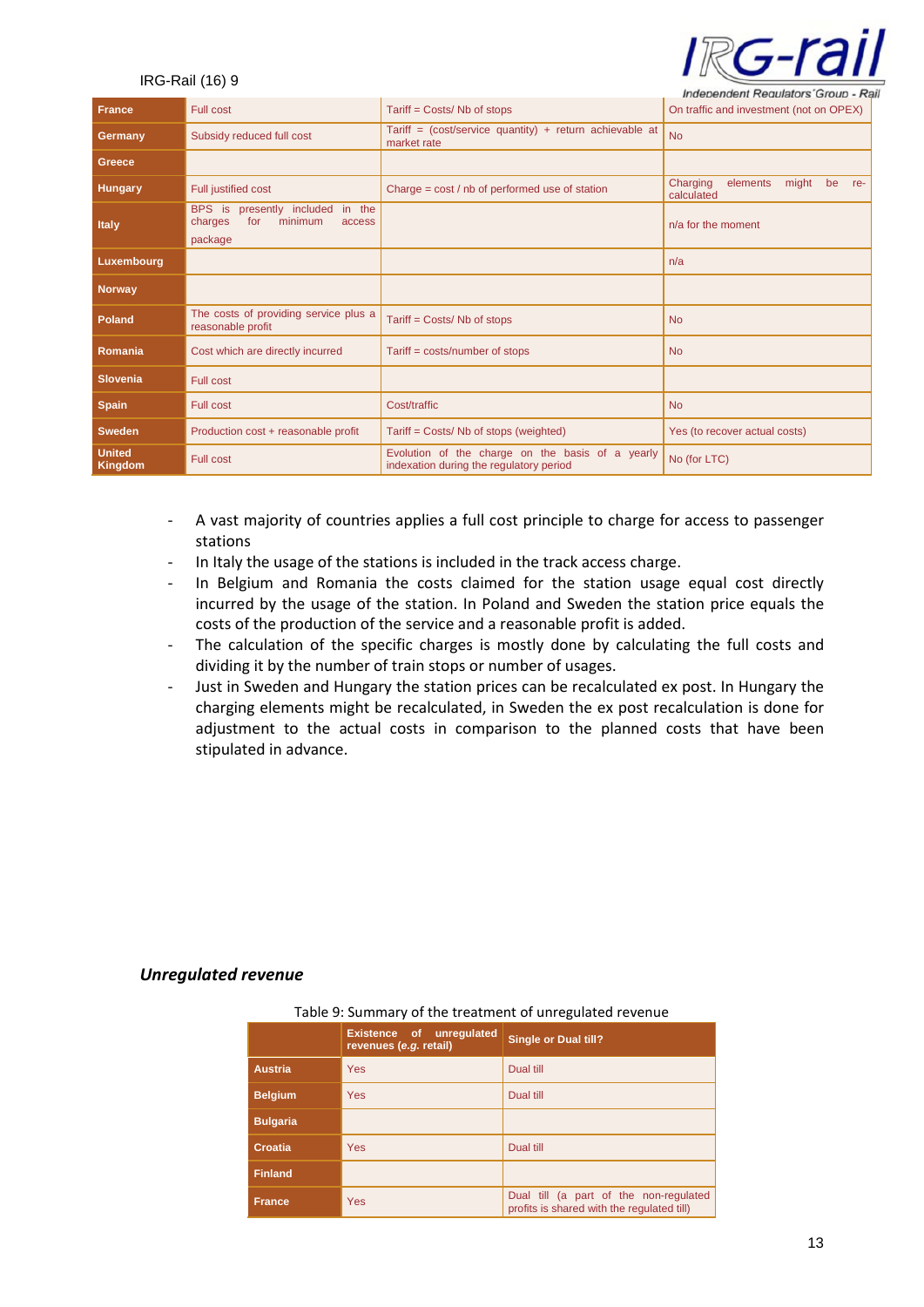| France | Full cost | Tariff = Costs/ Nb of stops | On traffic and investment (not on OPEX) |
|---|---|---|---|
| Germany | Subsidy reduced full cost | Tariff = (cost/service quantity) + return achievable at market rate | No |
| Greece | | | |
| Hungary | Full justified cost | Charge = cost / nb of performed use of station | Charging elements might be re-calculated |
| Italy | BPS is presently included in the charges for minimum access package | | n/a for the moment |
| Luxembourg | | | n/a |
| Norway | | | |
| Poland | The costs of providing service plus a reasonable profit | Tariff = Costs/ Nb of stops | No |
| Romania | Cost which are directly incurred | Tariff = costs/number of stops | No |
| Slovenia | Full cost | | |
| Spain | Full cost | Cost/traffic | No |
| Sweden | Production cost + reasonable profit | Tariff = Costs/ Nb of stops (weighted) | Yes (to recover actual costs) |
| United Kingdom | Full cost | Evolution of the charge on the basis of a yearly indexation during the regulatory period | No (for LTC) |

- A vast majority of countries applies a full cost principle to charge for access to passenger stations
- In Italy the usage of the stations is included in the track access charge.
- In Belgium and Romania the costs claimed for the station usage equal cost directly incurred by the usage of the station. In Poland and Sweden the station price equals the costs of the production of the service and a reasonable profit is added.
- The calculation of the specific charges is mostly done by calculating the full costs and dividing it by the number of train stops or number of usages.
- Just in Sweden and Hungary the station prices can be recalculated ex post. In Hungary the charging elements might be recalculated, in Sweden the ex post recalculation is done for adjustment to the actual costs in comparison to the planned costs that have been stipulated in advance.

### *Unregulated revenue*

Table 9: Summary of the treatment of unregulated revenue

| | Existence of unregulated revenues (*e.g.* retail) | Single or Dual till? |
|---|---|---|
| Austria | Yes | Dual till |
| Belgium | Yes | Dual till |
| Bulgaria | | |
| Croatia | Yes | Dual till |
| Finland | | |
| France | Yes | Dual till (a part of the non-regulated profits is shared with the regulated till) |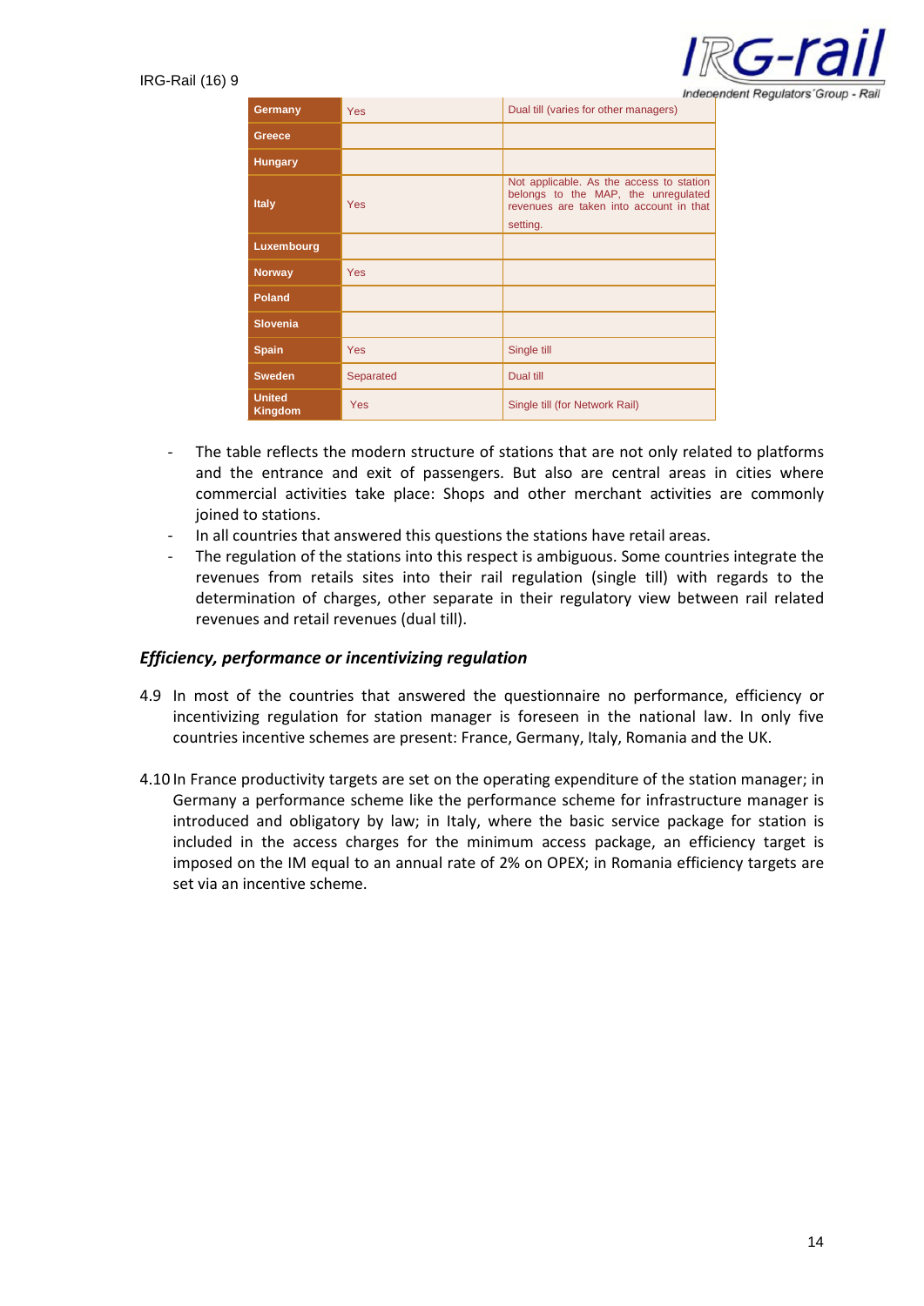| Germany | Yes | Dual till (varies for other managers) |
|---|---|---|
| Greece | | |
| Hungary | | |
| Italy | Yes | Not applicable. As the access to station belongs to the MAP, the unregulated revenues are taken into account in that setting. |
| Luxembourg | | |
| Norway | Yes | |
| Poland | | |
| Slovenia | | |
| Spain | Yes | Single till |
| Sweden | Separated | Dual till |
| United Kingdom | Yes | Single till (for Network Rail) |

- The table reflects the modern structure of stations that are not only related to platforms and the entrance and exit of passengers. But also are central areas in cities where commercial activities take place: Shops and other merchant activities are commonly joined to stations.
- In all countries that answered this questions the stations have retail areas.
- The regulation of the stations into this respect is ambiguous. Some countries integrate the revenues from retails sites into their rail regulation (single till) with regards to the determination of charges, other separate in their regulatory view between rail related revenues and retail revenues (dual till).

### *Efficiency, performance or incentivizing regulation*

4.9 In most of the countries that answered the questionnaire no performance, efficiency or incentivizing regulation for station manager is foreseen in the national law. In only five countries incentive schemes are present: France, Germany, Italy, Romania and the UK.

4.10 In France productivity targets are set on the operating expenditure of the station manager; in Germany a performance scheme like the performance scheme for infrastructure manager is introduced and obligatory by law; in Italy, where the basic service package for station is included in the access charges for the minimum access package, an efficiency target is imposed on the IM equal to an annual rate of 2% on OPEX; in Romania efficiency targets are set via an incentive scheme.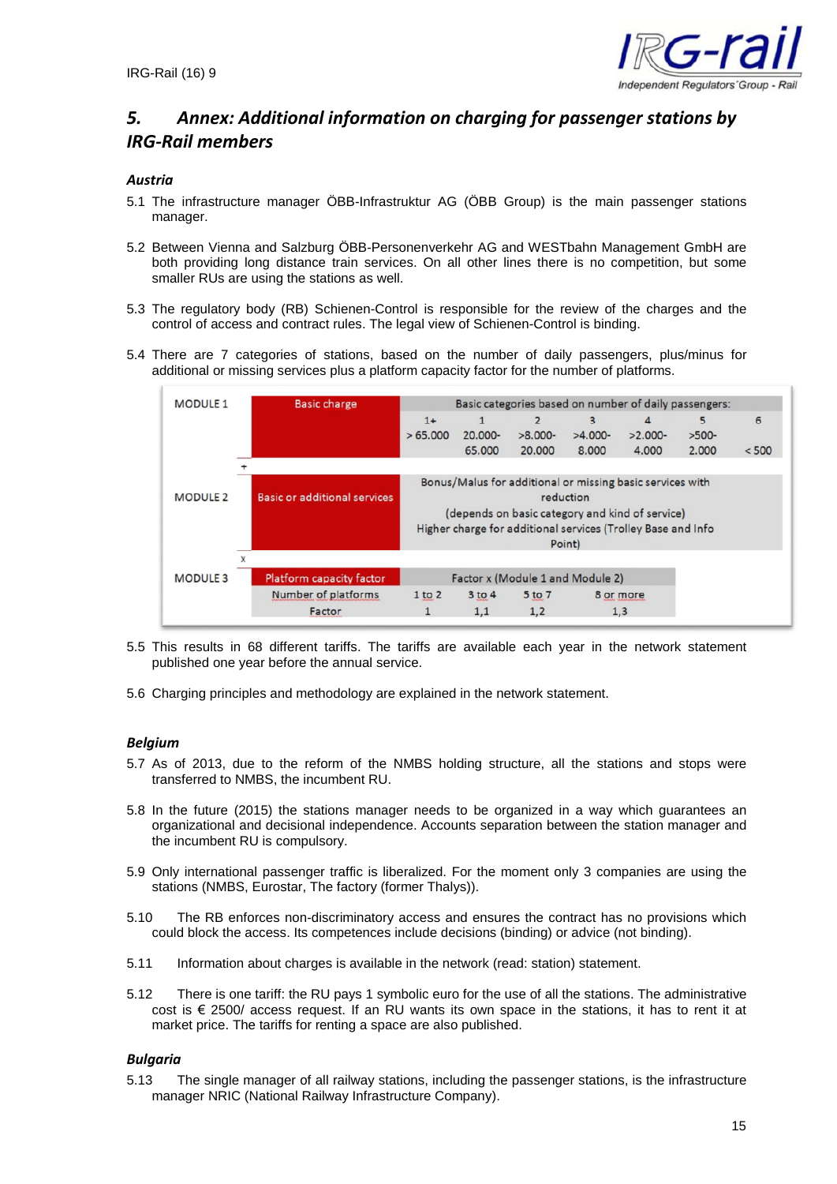## 5. Annex: Additional information on charging for passenger stations by IRG-Rail members

### Austria

5.1 The infrastructure manager ÖBB-Infrastruktur AG (ÖBB Group) is the main passenger stations manager.

5.2 Between Vienna and Salzburg ÖBB-Personenverkehr AG and WESTbahn Management GmbH are both providing long distance train services. On all other lines there is no competition, but some smaller RUs are using the stations as well.

5.3 The regulatory body (RB) Schienen-Control is responsible for the review of the charges and the control of access and contract rules. The legal view of Schienen-Control is binding.

5.4 There are 7 categories of stations, based on the number of daily passengers, plus/minus for additional or missing services plus a platform capacity factor for the number of platforms.

| | | | | | | | | |
|---|---|---|---|---|---|---|---|---|
| MODULE 1 | Basic charge | Basic categories based on number of daily passengers: | | | | | | |
| | | 1+ | 1 | 2 | 3 | 4 | 5 | 6 |
| | | > 65.000 | 20.000-65.000 | >8.000-20.000 | >4.000-8.000 | >2.000-4.000 | >500-2.000 | < 500 |
| + | | | | | | | | |
| MODULE 2 | Basic or additional services | Bonus/Malus for additional or missing basic services with reduction (depends on basic category and kind of service) Higher charge for additional services (Trolley Base and Info Point) | | | | | | |
| x | | | | | | | | |
| MODULE 3 | Platform capacity factor | Factor x (Module 1 and Module 2) | | | | | | |
| | Number of platforms | 1 to 2 | 3 to 4 | 5 to 7 | 8 or more | | | |
| | Factor | 1 | 1,1 | 1,2 | 1,3 | | | |

5.5 This results in 68 different tariffs. The tariffs are available each year in the network statement published one year before the annual service.

5.6 Charging principles and methodology are explained in the network statement.

### Belgium

5.7 As of 2013, due to the reform of the NMBS holding structure, all the stations and stops were transferred to NMBS, the incumbent RU.

5.8 In the future (2015) the stations manager needs to be organized in a way which guarantees an organizational and decisional independence. Accounts separation between the station manager and the incumbent RU is compulsory.

5.9 Only international passenger traffic is liberalized. For the moment only 3 companies are using the stations (NMBS, Eurostar, The factory (former Thalys)).

5.10 The RB enforces non-discriminatory access and ensures the contract has no provisions which could block the access. Its competences include decisions (binding) or advice (not binding).

5.11 Information about charges is available in the network (read: station) statement.

5.12 There is one tariff: the RU pays 1 symbolic euro for the use of all the stations. The administrative cost is € 2500/ access request. If an RU wants its own space in the stations, it has to rent it at market price. The tariffs for renting a space are also published.

### Bulgaria

5.13 The single manager of all railway stations, including the passenger stations, is the infrastructure manager NRIC (National Railway Infrastructure Company).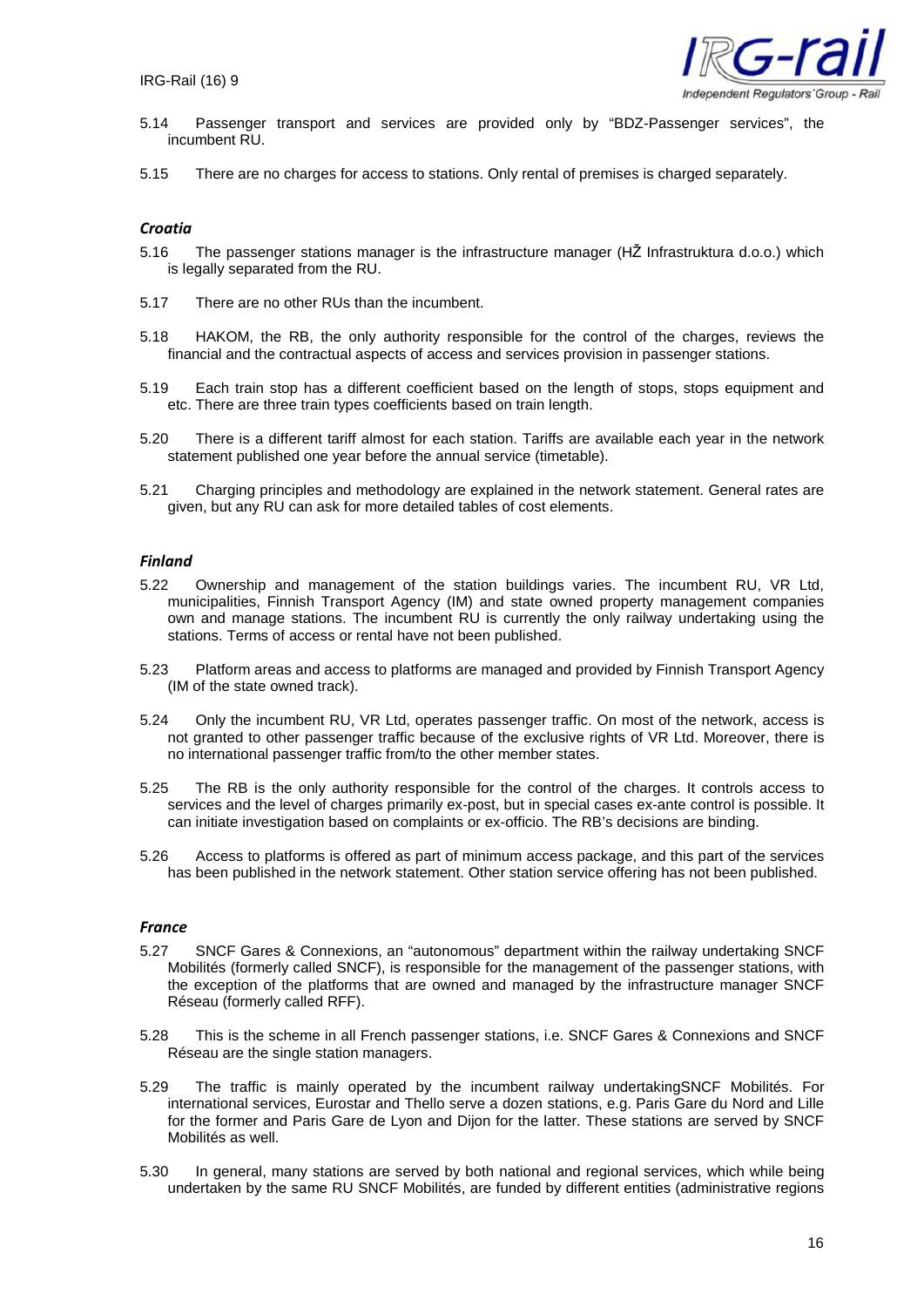5.14 Passenger transport and services are provided only by "BDZ-Passenger services", the incumbent RU.

5.15 There are no charges for access to stations. Only rental of premises is charged separately.

### *Croatia*

5.16 The passenger stations manager is the infrastructure manager (HŽ Infrastruktura d.o.o.) which is legally separated from the RU.

5.17 There are no other RUs than the incumbent.

5.18 HAKOM, the RB, the only authority responsible for the control of the charges, reviews the financial and the contractual aspects of access and services provision in passenger stations.

5.19 Each train stop has a different coefficient based on the length of stops, stops equipment and etc. There are three train types coefficients based on train length.

5.20 There is a different tariff almost for each station. Tariffs are available each year in the network statement published one year before the annual service (timetable).

5.21 Charging principles and methodology are explained in the network statement. General rates are given, but any RU can ask for more detailed tables of cost elements.

### *Finland*

5.22 Ownership and management of the station buildings varies. The incumbent RU, VR Ltd, municipalities, Finnish Transport Agency (IM) and state owned property management companies own and manage stations. The incumbent RU is currently the only railway undertaking using the stations. Terms of access or rental have not been published.

5.23 Platform areas and access to platforms are managed and provided by Finnish Transport Agency (IM of the state owned track).

5.24 Only the incumbent RU, VR Ltd, operates passenger traffic. On most of the network, access is not granted to other passenger traffic because of the exclusive rights of VR Ltd. Moreover, there is no international passenger traffic from/to the other member states.

5.25 The RB is the only authority responsible for the control of the charges. It controls access to services and the level of charges primarily ex-post, but in special cases ex-ante control is possible. It can initiate investigation based on complaints or ex-officio. The RB's decisions are binding.

5.26 Access to platforms is offered as part of minimum access package, and this part of the services has been published in the network statement. Other station service offering has not been published.

### *France*

5.27 SNCF Gares & Connexions, an "autonomous" department within the railway undertaking SNCF Mobilités (formerly called SNCF), is responsible for the management of the passenger stations, with the exception of the platforms that are owned and managed by the infrastructure manager SNCF Réseau (formerly called RFF).

5.28 This is the scheme in all French passenger stations, i.e. SNCF Gares & Connexions and SNCF Réseau are the single station managers.

5.29 The traffic is mainly operated by the incumbent railway undertakingSNCF Mobilités. For international services, Eurostar and Thello serve a dozen stations, e.g. Paris Gare du Nord and Lille for the former and Paris Gare de Lyon and Dijon for the latter. These stations are served by SNCF Mobilités as well.

5.30 In general, many stations are served by both national and regional services, which while being undertaken by the same RU SNCF Mobilités, are funded by different entities (administrative regions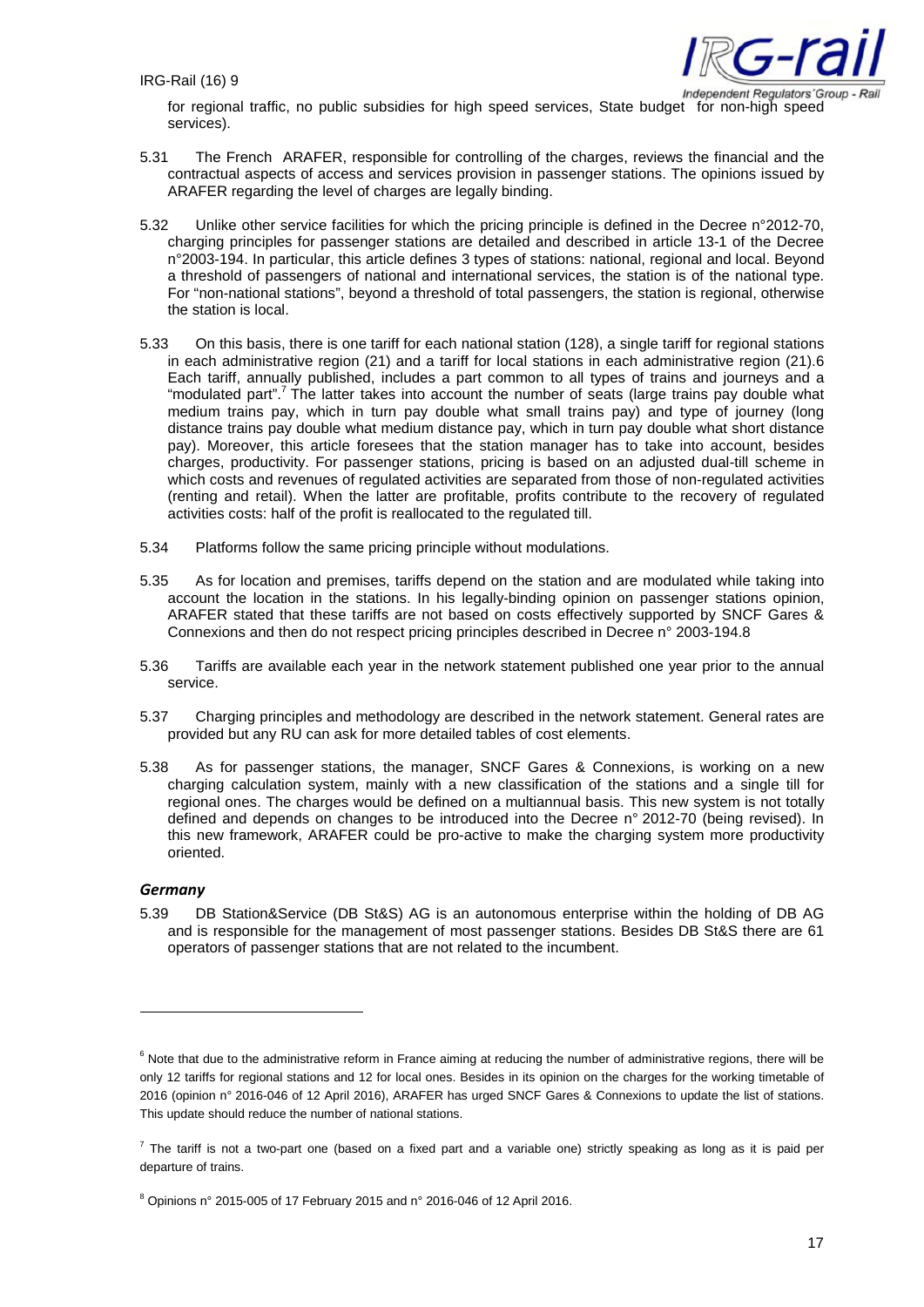for regional traffic, no public subsidies for high speed services, State budget for non-high speed services).

5.31 The French ARAFER, responsible for controlling of the charges, reviews the financial and the contractual aspects of access and services provision in passenger stations. The opinions issued by ARAFER regarding the level of charges are legally binding.

5.32 Unlike other service facilities for which the pricing principle is defined in the Decree n°2012-70, charging principles for passenger stations are detailed and described in article 13-1 of the Decree n°2003-194. In particular, this article defines 3 types of stations: national, regional and local. Beyond a threshold of passengers of national and international services, the station is of the national type. For "non-national stations", beyond a threshold of total passengers, the station is regional, otherwise the station is local.

5.33 On this basis, there is one tariff for each national station (128), a single tariff for regional stations in each administrative region (21) and a tariff for local stations in each administrative region (21).[6] Each tariff, annually published, includes a part common to all types of trains and journeys and a "modulated part".[7] The latter takes into account the number of seats (large trains pay double what medium trains pay, which in turn pay double what small trains pay) and type of journey (long distance trains pay double what medium distance pay, which in turn pay double what short distance pay). Moreover, this article foresees that the station manager has to take into account, besides charges, productivity. For passenger stations, pricing is based on an adjusted dual-till scheme in which costs and revenues of regulated activities are separated from those of non-regulated activities (renting and retail). When the latter are profitable, profits contribute to the recovery of regulated activities costs: half of the profit is reallocated to the regulated till.

5.34 Platforms follow the same pricing principle without modulations.

5.35 As for location and premises, tariffs depend on the station and are modulated while taking into account the location in the stations. In his legally-binding opinion on passenger stations opinion, ARAFER stated that these tariffs are not based on costs effectively supported by SNCF Gares & Connexions and then do not respect pricing principles described in Decree n° 2003-194.[8]

5.36 Tariffs are available each year in the network statement published one year prior to the annual service.

5.37 Charging principles and methodology are described in the network statement. General rates are provided but any RU can ask for more detailed tables of cost elements.

5.38 As for passenger stations, the manager, SNCF Gares & Connexions, is working on a new charging calculation system, mainly with a new classification of the stations and a single till for regional ones. The charges would be defined on a multiannual basis. This new system is not totally defined and depends on changes to be introduced into the Decree n° 2012-70 (being revised). In this new framework, ARAFER could be pro-active to make the charging system more productivity oriented.

### *Germany*

5.39 DB Station&Service (DB St&S) AG is an autonomous enterprise within the holding of DB AG and is responsible for the management of most passenger stations. Besides DB St&S there are 61 operators of passenger stations that are not related to the incumbent.

---

[6] Note that due to the administrative reform in France aiming at reducing the number of administrative regions, there will be only 12 tariffs for regional stations and 12 for local ones. Besides in its opinion on the charges for the working timetable of 2016 (opinion n° 2016-046 of 12 April 2016), ARAFER has urged SNCF Gares & Connexions to update the list of stations. This update should reduce the number of national stations.

[7] The tariff is not a two-part one (based on a fixed part and a variable one) strictly speaking as long as it is paid per departure of trains.

[8] Opinions n° 2015-005 of 17 February 2015 and n° 2016-046 of 12 April 2016.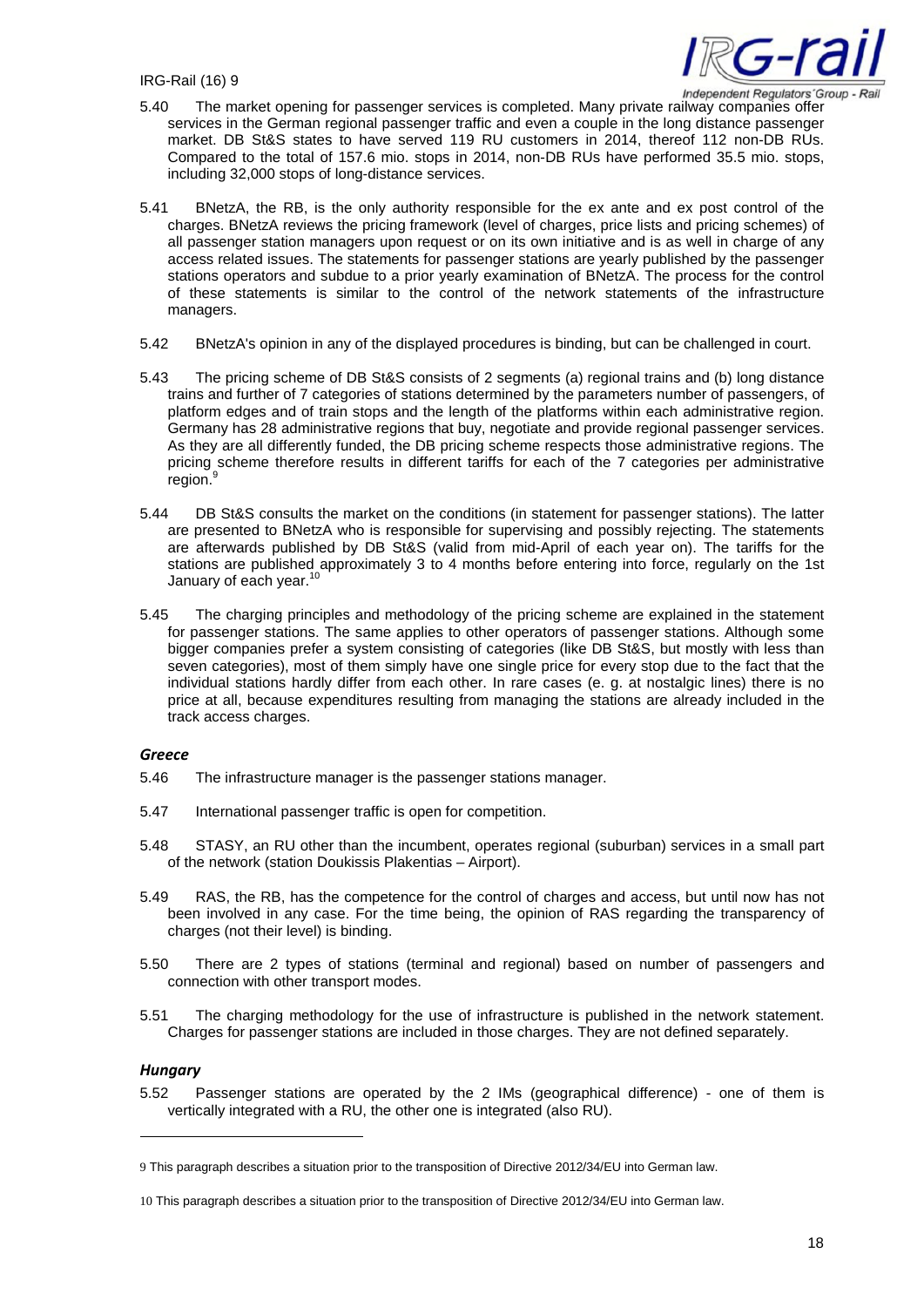5.40 The market opening for passenger services is completed. Many private railway companies offer services in the German regional passenger traffic and even a couple in the long distance passenger market. DB St&S states to have served 119 RU customers in 2014, thereof 112 non-DB RUs. Compared to the total of 157.6 mio. stops in 2014, non-DB RUs have performed 35.5 mio. stops, including 32,000 stops of long-distance services.

5.41 BNetzA, the RB, is the only authority responsible for the ex ante and ex post control of the charges. BNetzA reviews the pricing framework (level of charges, price lists and pricing schemes) of all passenger station managers upon request or on its own initiative and is as well in charge of any access related issues. The statements for passenger stations are yearly published by the passenger stations operators and subdue to a prior yearly examination of BNetzA. The process for the control of these statements is similar to the control of the network statements of the infrastructure managers.

5.42 BNetzA's opinion in any of the displayed procedures is binding, but can be challenged in court.

5.43 The pricing scheme of DB St&S consists of 2 segments (a) regional trains and (b) long distance trains and further of 7 categories of stations determined by the parameters number of passengers, of platform edges and of train stops and the length of the platforms within each administrative region. Germany has 28 administrative regions that buy, negotiate and provide regional passenger services. As they are all differently funded, the DB pricing scheme respects those administrative regions. The pricing scheme therefore results in different tariffs for each of the 7 categories per administrative region.[9]

5.44 DB St&S consults the market on the conditions (in statement for passenger stations). The latter are presented to BNetzA who is responsible for supervising and possibly rejecting. The statements are afterwards published by DB St&S (valid from mid-April of each year on). The tariffs for the stations are published approximately 3 to 4 months before entering into force, regularly on the 1st January of each year.[10]

5.45 The charging principles and methodology of the pricing scheme are explained in the statement for passenger stations. The same applies to other operators of passenger stations. Although some bigger companies prefer a system consisting of categories (like DB St&S, but mostly with less than seven categories), most of them simply have one single price for every stop due to the fact that the individual stations hardly differ from each other. In rare cases (e. g. at nostalgic lines) there is no price at all, because expenditures resulting from managing the stations are already included in the track access charges.

### *Greece*

5.46 The infrastructure manager is the passenger stations manager.

5.47 International passenger traffic is open for competition.

5.48 STASY, an RU other than the incumbent, operates regional (suburban) services in a small part of the network (station Doukissis Plakentias – Airport).

5.49 RAS, the RB, has the competence for the control of charges and access, but until now has not been involved in any case. For the time being, the opinion of RAS regarding the transparency of charges (not their level) is binding.

5.50 There are 2 types of stations (terminal and regional) based on number of passengers and connection with other transport modes.

5.51 The charging methodology for the use of infrastructure is published in the network statement. Charges for passenger stations are included in those charges. They are not defined separately.

### *Hungary*

5.52 Passenger stations are operated by the 2 IMs (geographical difference) - one of them is vertically integrated with a RU, the other one is integrated (also RU).

---

9 This paragraph describes a situation prior to the transposition of Directive 2012/34/EU into German law.

10 This paragraph describes a situation prior to the transposition of Directive 2012/34/EU into German law.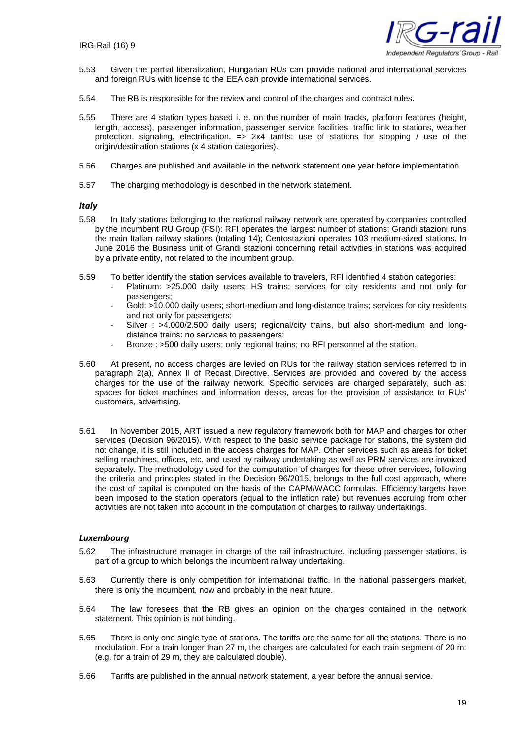5.53 Given the partial liberalization, Hungarian RUs can provide national and international services and foreign RUs with license to the EEA can provide international services.

5.54 The RB is responsible for the review and control of the charges and contract rules.

5.55 There are 4 station types based i. e. on the number of main tracks, platform features (height, length, access), passenger information, passenger service facilities, traffic link to stations, weather protection, signaling, electrification. => 2x4 tariffs: use of stations for stopping / use of the origin/destination stations (x 4 station categories).

5.56 Charges are published and available in the network statement one year before implementation.

5.57 The charging methodology is described in the network statement.

### *Italy*

5.58 In Italy stations belonging to the national railway network are operated by companies controlled by the incumbent RU Group (FSI): RFI operates the largest number of stations; Grandi stazioni runs the main Italian railway stations (totaling 14); Centostazioni operates 103 medium-sized stations. In June 2016 the Business unit of Grandi stazioni concerning retail activities in stations was acquired by a private entity, not related to the incumbent group.

5.59 To better identify the station services available to travelers, RFI identified 4 station categories:

- Platinum: >25.000 daily users; HS trains; services for city residents and not only for passengers;
- Gold: >10.000 daily users; short-medium and long-distance trains; services for city residents and not only for passengers;
- Silver : >4.000/2.500 daily users; regional/city trains, but also short-medium and long-distance trains: no services to passengers;
- Bronze : >500 daily users; only regional trains; no RFI personnel at the station.

5.60 At present, no access charges are levied on RUs for the railway station services referred to in paragraph 2(a), Annex II of Recast Directive. Services are provided and covered by the access charges for the use of the railway network. Specific services are charged separately, such as: spaces for ticket machines and information desks, areas for the provision of assistance to RUs' customers, advertising.

5.61 In November 2015, ART issued a new regulatory framework both for MAP and charges for other services (Decision 96/2015). With respect to the basic service package for stations, the system did not change, it is still included in the access charges for MAP. Other services such as areas for ticket selling machines, offices, etc. and used by railway undertaking as well as PRM services are invoiced separately. The methodology used for the computation of charges for these other services, following the criteria and principles stated in the Decision 96/2015, belongs to the full cost approach, where the cost of capital is computed on the basis of the CAPM/WACC formulas. Efficiency targets have been imposed to the station operators (equal to the inflation rate) but revenues accruing from other activities are not taken into account in the computation of charges to railway undertakings.

### *Luxembourg*

5.62 The infrastructure manager in charge of the rail infrastructure, including passenger stations, is part of a group to which belongs the incumbent railway undertaking.

5.63 Currently there is only competition for international traffic. In the national passengers market, there is only the incumbent, now and probably in the near future.

5.64 The law foresees that the RB gives an opinion on the charges contained in the network statement. This opinion is not binding.

5.65 There is only one single type of stations. The tariffs are the same for all the stations. There is no modulation. For a train longer than 27 m, the charges are calculated for each train segment of 20 m: (e.g. for a train of 29 m, they are calculated double).

5.66 Tariffs are published in the annual network statement, a year before the annual service.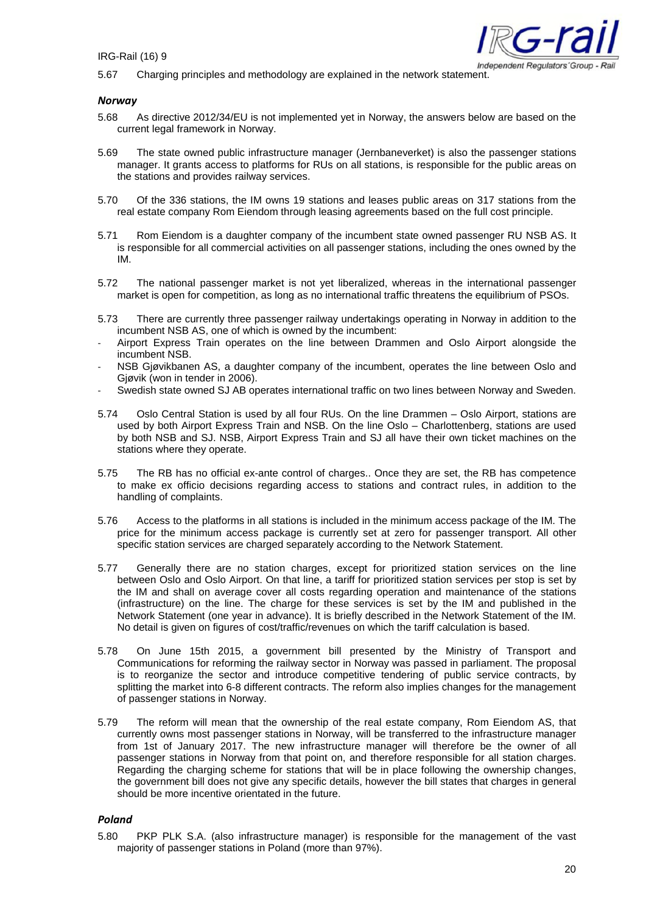5.67 Charging principles and methodology are explained in the network statement.

### *Norway*

5.68 As directive 2012/34/EU is not implemented yet in Norway, the answers below are based on the current legal framework in Norway.

5.69 The state owned public infrastructure manager (Jernbaneverket) is also the passenger stations manager. It grants access to platforms for RUs on all stations, is responsible for the public areas on the stations and provides railway services.

5.70 Of the 336 stations, the IM owns 19 stations and leases public areas on 317 stations from the real estate company Rom Eiendom through leasing agreements based on the full cost principle.

5.71 Rom Eiendom is a daughter company of the incumbent state owned passenger RU NSB AS. It is responsible for all commercial activities on all passenger stations, including the ones owned by the IM.

5.72 The national passenger market is not yet liberalized, whereas in the international passenger market is open for competition, as long as no international traffic threatens the equilibrium of PSOs.

5.73 There are currently three passenger railway undertakings operating in Norway in addition to the incumbent NSB AS, one of which is owned by the incumbent:

- Airport Express Train operates on the line between Drammen and Oslo Airport alongside the incumbent NSB.
- NSB Gjøvikbanen AS, a daughter company of the incumbent, operates the line between Oslo and Gjøvik (won in tender in 2006).
- Swedish state owned SJ AB operates international traffic on two lines between Norway and Sweden.

5.74 Oslo Central Station is used by all four RUs. On the line Drammen – Oslo Airport, stations are used by both Airport Express Train and NSB. On the line Oslo – Charlottenberg, stations are used by both NSB and SJ. NSB, Airport Express Train and SJ all have their own ticket machines on the stations where they operate.

5.75 The RB has no official ex-ante control of charges.. Once they are set, the RB has competence to make ex officio decisions regarding access to stations and contract rules, in addition to the handling of complaints.

5.76 Access to the platforms in all stations is included in the minimum access package of the IM. The price for the minimum access package is currently set at zero for passenger transport. All other specific station services are charged separately according to the Network Statement.

5.77 Generally there are no station charges, except for prioritized station services on the line between Oslo and Oslo Airport. On that line, a tariff for prioritized station services per stop is set by the IM and shall on average cover all costs regarding operation and maintenance of the stations (infrastructure) on the line. The charge for these services is set by the IM and published in the Network Statement (one year in advance). It is briefly described in the Network Statement of the IM. No detail is given on figures of cost/traffic/revenues on which the tariff calculation is based.

5.78 On June 15th 2015, a government bill presented by the Ministry of Transport and Communications for reforming the railway sector in Norway was passed in parliament. The proposal is to reorganize the sector and introduce competitive tendering of public service contracts, by splitting the market into 6-8 different contracts. The reform also implies changes for the management of passenger stations in Norway.

5.79 The reform will mean that the ownership of the real estate company, Rom Eiendom AS, that currently owns most passenger stations in Norway, will be transferred to the infrastructure manager from 1st of January 2017. The new infrastructure manager will therefore be the owner of all passenger stations in Norway from that point on, and therefore responsible for all station charges. Regarding the charging scheme for stations that will be in place following the ownership changes, the government bill does not give any specific details, however the bill states that charges in general should be more incentive orientated in the future.

### *Poland*

5.80 PKP PLK S.A. (also infrastructure manager) is responsible for the management of the vast majority of passenger stations in Poland (more than 97%).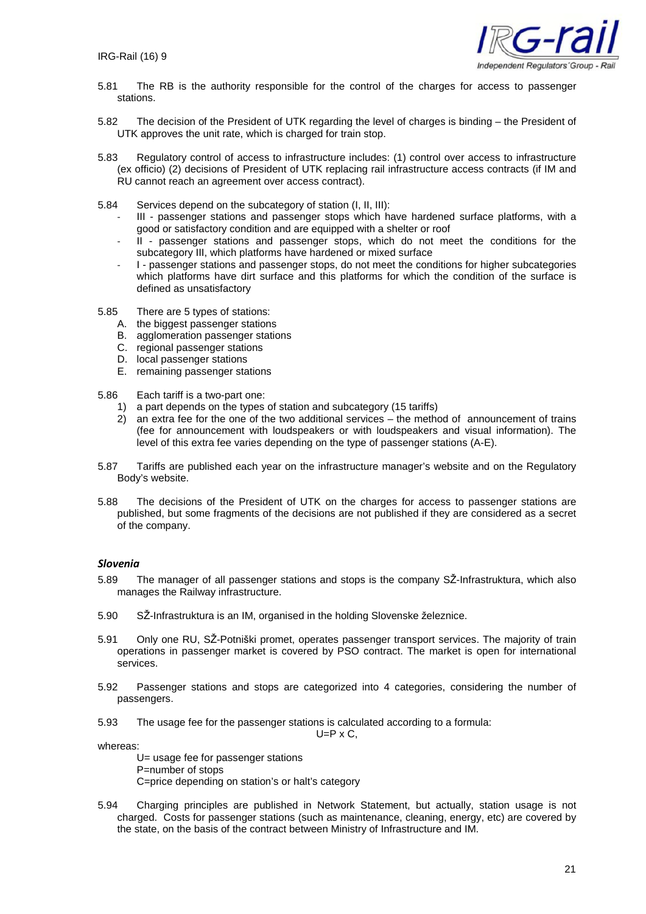5.81 The RB is the authority responsible for the control of the charges for access to passenger stations.

5.82 The decision of the President of UTK regarding the level of charges is binding – the President of UTK approves the unit rate, which is charged for train stop.

5.83 Regulatory control of access to infrastructure includes: (1) control over access to infrastructure (ex officio) (2) decisions of President of UTK replacing rail infrastructure access contracts (if IM and RU cannot reach an agreement over access contract).

5.84 Services depend on the subcategory of station (I, II, III):

- III - passenger stations and passenger stops which have hardened surface platforms, with a good or satisfactory condition and are equipped with a shelter or roof
- II - passenger stations and passenger stops, which do not meet the conditions for the subcategory III, which platforms have hardened or mixed surface
- I - passenger stations and passenger stops, do not meet the conditions for higher subcategories which platforms have dirt surface and this platforms for which the condition of the surface is defined as unsatisfactory

5.85 There are 5 types of stations:

A. the biggest passenger stations
B. agglomeration passenger stations
C. regional passenger stations
D. local passenger stations
E. remaining passenger stations

5.86 Each tariff is a two-part one:

1) a part depends on the types of station and subcategory (15 tariffs)
2) an extra fee for the one of the two additional services – the method of announcement of trains (fee for announcement with loudspeakers or with loudspeakers and visual information). The level of this extra fee varies depending on the type of passenger stations (A-E).

5.87 Tariffs are published each year on the infrastructure manager's website and on the Regulatory Body's website.

5.88 The decisions of the President of UTK on the charges for access to passenger stations are published, but some fragments of the decisions are not published if they are considered as a secret of the company.

### *Slovenia*

5.89 The manager of all passenger stations and stops is the company SŽ-Infrastruktura, which also manages the Railway infrastructure.

5.90 SŽ-Infrastruktura is an IM, organised in the holding Slovenske železnice.

5.91 Only one RU, SŽ-Potniški promet, operates passenger transport services. The majority of train operations in passenger market is covered by PSO contract. The market is open for international services.

5.92 Passenger stations and stops are categorized into 4 categories, considering the number of passengers.

5.93 The usage fee for the passenger stations is calculated according to a formula:

$$U = P \times C,$$

whereas:

U= usage fee for passenger stations
P=number of stops
C=price depending on station's or halt's category

5.94 Charging principles are published in Network Statement, but actually, station usage is not charged. Costs for passenger stations (such as maintenance, cleaning, energy, etc) are covered by the state, on the basis of the contract between Ministry of Infrastructure and IM.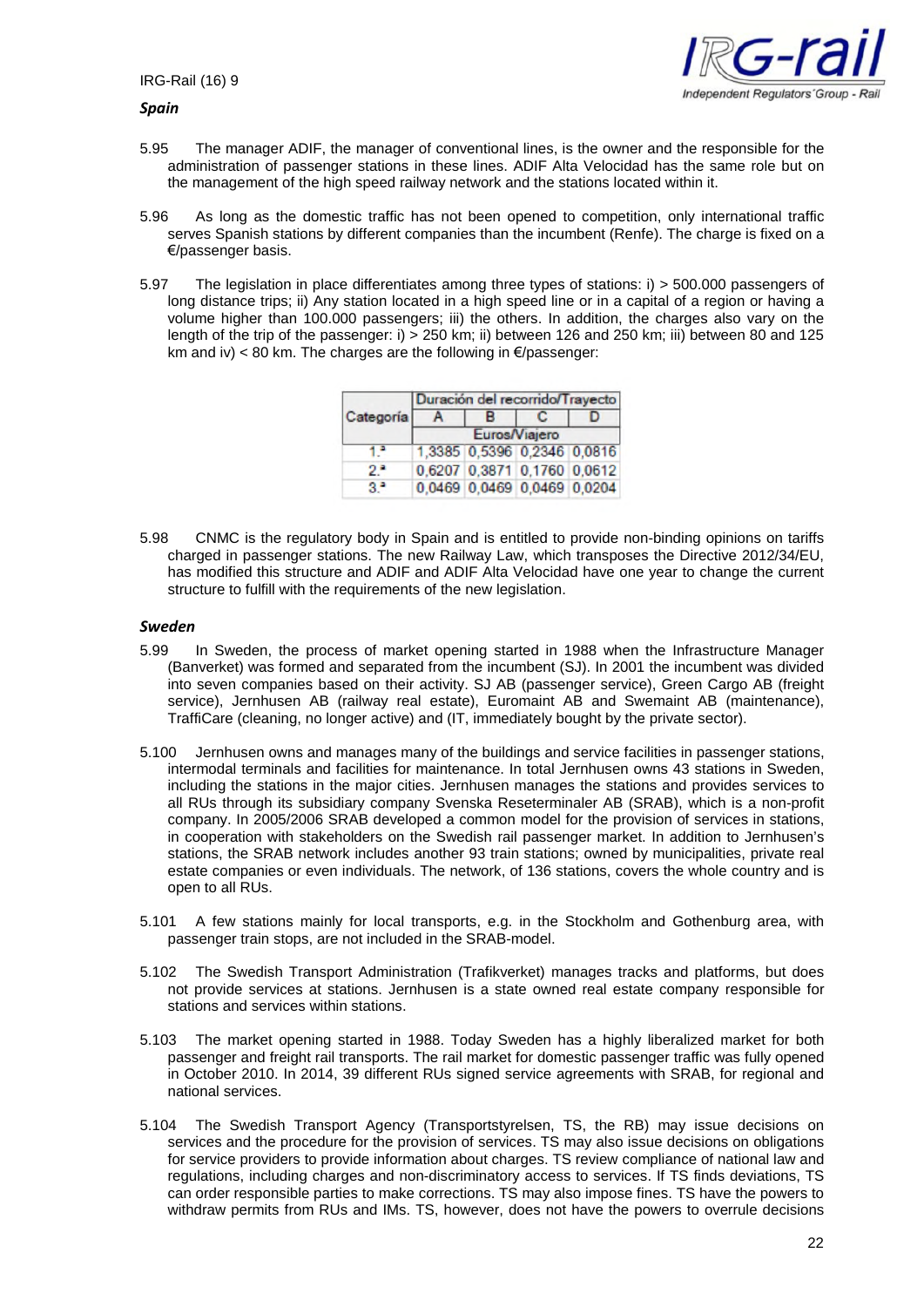*Spain*

5.95 The manager ADIF, the manager of conventional lines, is the owner and the responsible for the administration of passenger stations in these lines. ADIF Alta Velocidad has the same role but on the management of the high speed railway network and the stations located within it.

5.96 As long as the domestic traffic has not been opened to competition, only international traffic serves Spanish stations by different companies than the incumbent (Renfe). The charge is fixed on a €/passenger basis.

5.97 The legislation in place differentiates among three types of stations: i) > 500.000 passengers of long distance trips; ii) Any station located in a high speed line or in a capital of a region or having a volume higher than 100.000 passengers; iii) the others. In addition, the charges also vary on the length of the trip of the passenger: i) > 250 km; ii) between 126 and 250 km; iii) between 80 and 125 km and iv) < 80 km. The charges are the following in €/passenger:

| Categoría | Duración del recorrido/Trayecto | | | |
|---|---|---|---|---|
| | A | B | C | D |
| | Euros/Viajero | | | |
| 1.ª | 1,3385 | 0,5396 | 0,2346 | 0,0816 |
| 2.ª | 0,6207 | 0,3871 | 0,1760 | 0,0612 |
| 3.ª | 0,0469 | 0,0469 | 0,0469 | 0,0204 |

5.98 CNMC is the regulatory body in Spain and is entitled to provide non-binding opinions on tariffs charged in passenger stations. The new Railway Law, which transposes the Directive 2012/34/EU, has modified this structure and ADIF and ADIF Alta Velocidad have one year to change the current structure to fulfill with the requirements of the new legislation.

*Sweden*

5.99 In Sweden, the process of market opening started in 1988 when the Infrastructure Manager (Banverket) was formed and separated from the incumbent (SJ). In 2001 the incumbent was divided into seven companies based on their activity. SJ AB (passenger service), Green Cargo AB (freight service), Jernhusen AB (railway real estate), Euromaint AB and Swemaint AB (maintenance), TraffiCare (cleaning, no longer active) and (IT, immediately bought by the private sector).

5.100 Jernhusen owns and manages many of the buildings and service facilities in passenger stations, intermodal terminals and facilities for maintenance. In total Jernhusen owns 43 stations in Sweden, including the stations in the major cities. Jernhusen manages the stations and provides services to all RUs through its subsidiary company Svenska Reseterminaler AB (SRAB), which is a non-profit company. In 2005/2006 SRAB developed a common model for the provision of services in stations, in cooperation with stakeholders on the Swedish rail passenger market. In addition to Jernhusen's stations, the SRAB network includes another 93 train stations; owned by municipalities, private real estate companies or even individuals. The network, of 136 stations, covers the whole country and is open to all RUs.

5.101 A few stations mainly for local transports, e.g. in the Stockholm and Gothenburg area, with passenger train stops, are not included in the SRAB-model.

5.102 The Swedish Transport Administration (Trafikverket) manages tracks and platforms, but does not provide services at stations. Jernhusen is a state owned real estate company responsible for stations and services within stations.

5.103 The market opening started in 1988. Today Sweden has a highly liberalized market for both passenger and freight rail transports. The rail market for domestic passenger traffic was fully opened in October 2010. In 2014, 39 different RUs signed service agreements with SRAB, for regional and national services.

5.104 The Swedish Transport Agency (Transportstyrelsen, TS, the RB) may issue decisions on services and the procedure for the provision of services. TS may also issue decisions on obligations for service providers to provide information about charges. TS review compliance of national law and regulations, including charges and non-discriminatory access to services. If TS finds deviations, TS can order responsible parties to make corrections. TS may also impose fines. TS have the powers to withdraw permits from RUs and IMs. TS, however, does not have the powers to overrule decisions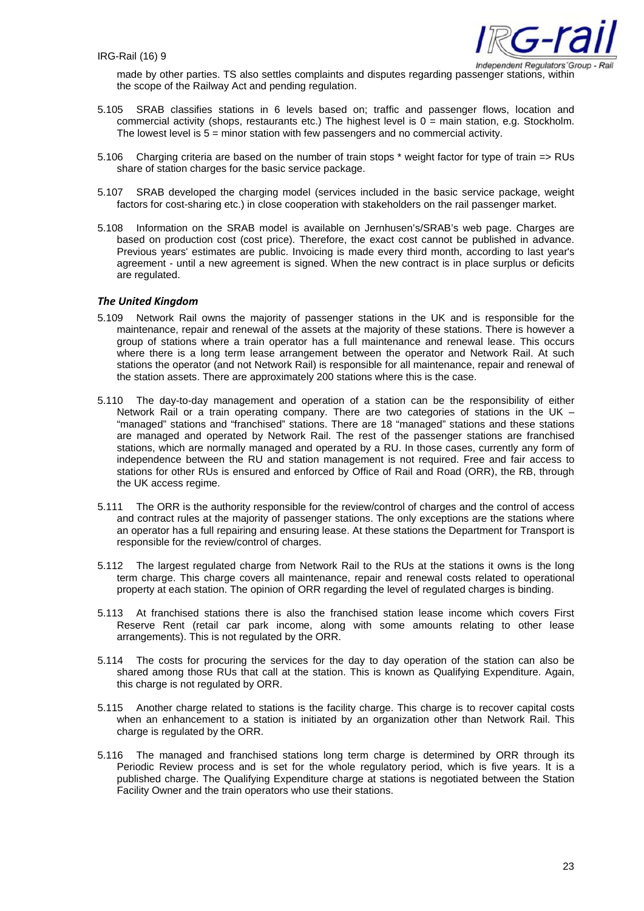made by other parties. TS also settles complaints and disputes regarding passenger stations, within the scope of the Railway Act and pending regulation.

5.105 SRAB classifies stations in 6 levels based on; traffic and passenger flows, location and commercial activity (shops, restaurants etc.) The highest level is 0 = main station, e.g. Stockholm. The lowest level is 5 = minor station with few passengers and no commercial activity.

5.106 Charging criteria are based on the number of train stops * weight factor for type of train => RUs share of station charges for the basic service package.

5.107 SRAB developed the charging model (services included in the basic service package, weight factors for cost-sharing etc.) in close cooperation with stakeholders on the rail passenger market.

5.108 Information on the SRAB model is available on Jernhusen's/SRAB's web page. Charges are based on production cost (cost price). Therefore, the exact cost cannot be published in advance. Previous years' estimates are public. Invoicing is made every third month, according to last year's agreement - until a new agreement is signed. When the new contract is in place surplus or deficits are regulated.

### *The United Kingdom*

5.109 Network Rail owns the majority of passenger stations in the UK and is responsible for the maintenance, repair and renewal of the assets at the majority of these stations. There is however a group of stations where a train operator has a full maintenance and renewal lease. This occurs where there is a long term lease arrangement between the operator and Network Rail. At such stations the operator (and not Network Rail) is responsible for all maintenance, repair and renewal of the station assets. There are approximately 200 stations where this is the case.

5.110 The day-to-day management and operation of a station can be the responsibility of either Network Rail or a train operating company. There are two categories of stations in the UK – "managed" stations and "franchised" stations. There are 18 "managed" stations and these stations are managed and operated by Network Rail. The rest of the passenger stations are franchised stations, which are normally managed and operated by a RU. In those cases, currently any form of independence between the RU and station management is not required. Free and fair access to stations for other RUs is ensured and enforced by Office of Rail and Road (ORR), the RB, through the UK access regime.

5.111 The ORR is the authority responsible for the review/control of charges and the control of access and contract rules at the majority of passenger stations. The only exceptions are the stations where an operator has a full repairing and ensuring lease. At these stations the Department for Transport is responsible for the review/control of charges.

5.112 The largest regulated charge from Network Rail to the RUs at the stations it owns is the long term charge. This charge covers all maintenance, repair and renewal costs related to operational property at each station. The opinion of ORR regarding the level of regulated charges is binding.

5.113 At franchised stations there is also the franchised station lease income which covers First Reserve Rent (retail car park income, along with some amounts relating to other lease arrangements). This is not regulated by the ORR.

5.114 The costs for procuring the services for the day to day operation of the station can also be shared among those RUs that call at the station. This is known as Qualifying Expenditure. Again, this charge is not regulated by ORR.

5.115 Another charge related to stations is the facility charge. This charge is to recover capital costs when an enhancement to a station is initiated by an organization other than Network Rail. This charge is regulated by the ORR.

5.116 The managed and franchised stations long term charge is determined by ORR through its Periodic Review process and is set for the whole regulatory period, which is five years. It is a published charge. The Qualifying Expenditure charge at stations is negotiated between the Station Facility Owner and the train operators who use their stations.